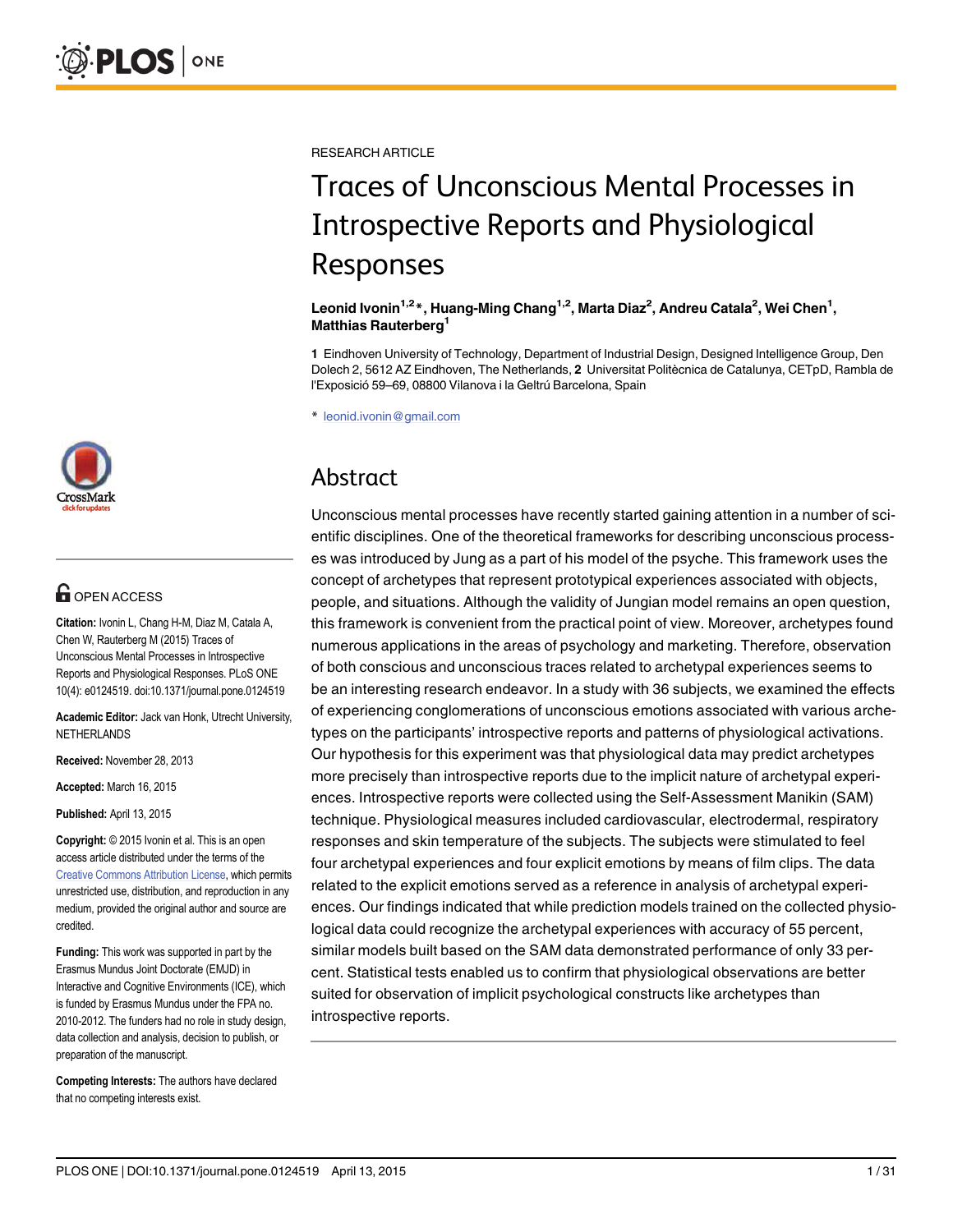RESEARCH ARTICLE

# Traces of Unconscious Mental Processes in Introspective Reports and Physiological Responses

**Leonid Ivonin[1,2]*, Huang-Ming Chang[1,2], Marta Diaz[2], Andreu Catala[2], Wei Chen[1], Matthias Rauterberg[1]**

**1** Eindhoven University of Technology, Department of Industrial Design, Designed Intelligence Group, Den Dolech 2, 5612 AZ Eindhoven, The Netherlands, **2** Universitat Politècnica de Catalunya, CETpD, Rambla de l'Exposició 59–69, 08800 Vilanova i la Geltrú Barcelona, Spain

* leonid.ivonin@gmail.com

## Abstract

Unconscious mental processes have recently started gaining attention in a number of scientific disciplines. One of the theoretical frameworks for describing unconscious processes was introduced by Jung as a part of his model of the psyche. This framework uses the concept of archetypes that represent prototypical experiences associated with objects, people, and situations. Although the validity of Jungian model remains an open question, this framework is convenient from the practical point of view. Moreover, archetypes found numerous applications in the areas of psychology and marketing. Therefore, observation of both conscious and unconscious traces related to archetypal experiences seems to be an interesting research endeavor. In a study with 36 subjects, we examined the effects of experiencing conglomerations of unconscious emotions associated with various archetypes on the participants' introspective reports and patterns of physiological activations. Our hypothesis for this experiment was that physiological data may predict archetypes more precisely than introspective reports due to the implicit nature of archetypal experiences. Introspective reports were collected using the Self-Assessment Manikin (SAM) technique. Physiological measures included cardiovascular, electrodermal, respiratory responses and skin temperature of the subjects. The subjects were stimulated to feel four archetypal experiences and four explicit emotions by means of film clips. The data related to the explicit emotions served as a reference in analysis of archetypal experiences. Our findings indicated that while prediction models trained on the collected physiological data could recognize the archetypal experiences with accuracy of 55 percent, similar models built based on the SAM data demonstrated performance of only 33 percent. Statistical tests enabled us to confirm that physiological observations are better suited for observation of implicit psychological constructs like archetypes than introspective reports.

OPEN ACCESS

**Citation:** Ivonin L, Chang H-M, Diaz M, Catala A, Chen W, Rauterberg M (2015) Traces of Unconscious Mental Processes in Introspective Reports and Physiological Responses. PLoS ONE 10(4): e0124519. doi:10.1371/journal.pone.0124519

**Academic Editor:** Jack van Honk, Utrecht University, NETHERLANDS

**Received:** November 28, 2013

**Accepted:** March 16, 2015

**Published:** April 13, 2015

**Copyright:** © 2015 Ivonin et al. This is an open access article distributed under the terms of the Creative Commons Attribution License, which permits unrestricted use, distribution, and reproduction in any medium, provided the original author and source are credited.

**Funding:** This work was supported in part by the Erasmus Mundus Joint Doctorate (EMJD) in Interactive and Cognitive Environments (ICE), which is funded by Erasmus Mundus under the FPA no. 2010-2012. The funders had no role in study design, data collection and analysis, decision to publish, or preparation of the manuscript.

**Competing Interests:** The authors have declared that no competing interests exist.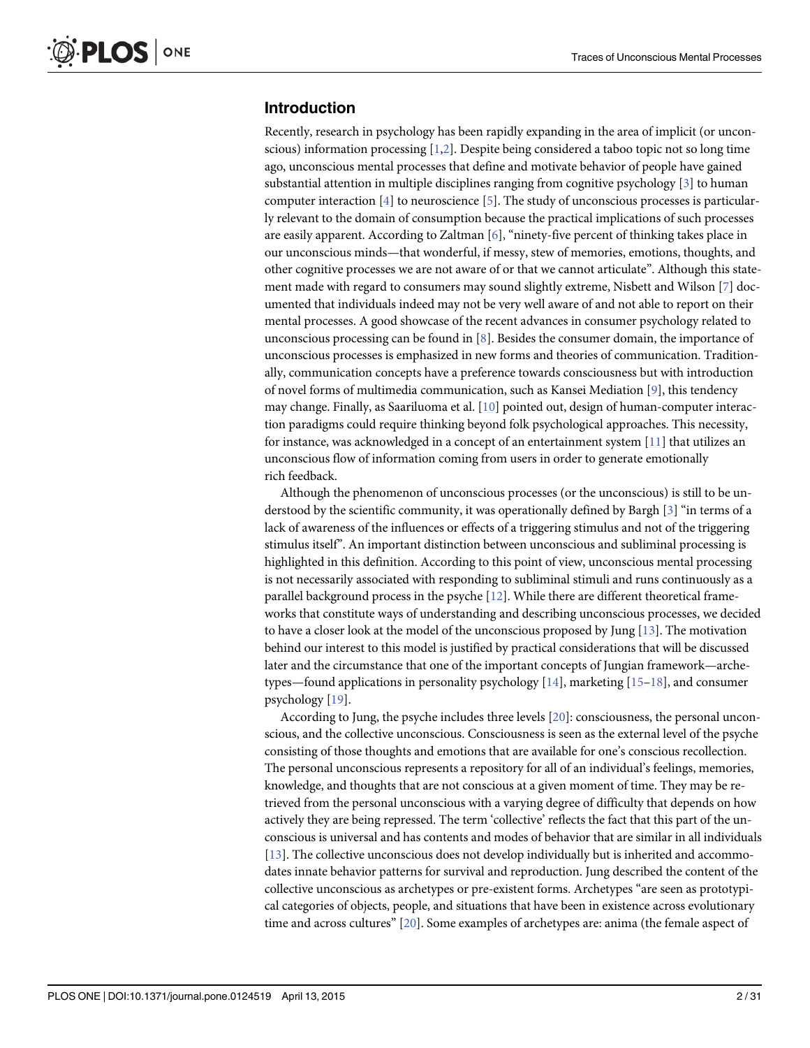## Introduction

Recently, research in psychology has been rapidly expanding in the area of implicit (or unconscious) information processing [1,2]. Despite being considered a taboo topic not so long time ago, unconscious mental processes that define and motivate behavior of people have gained substantial attention in multiple disciplines ranging from cognitive psychology [3] to human computer interaction [4] to neuroscience [5]. The study of unconscious processes is particularly relevant to the domain of consumption because the practical implications of such processes are easily apparent. According to Zaltman [6], "ninety-five percent of thinking takes place in our unconscious minds—that wonderful, if messy, stew of memories, emotions, thoughts, and other cognitive processes we are not aware of or that we cannot articulate". Although this statement made with regard to consumers may sound slightly extreme, Nisbett and Wilson [7] documented that individuals indeed may not be very well aware of and not able to report on their mental processes. A good showcase of the recent advances in consumer psychology related to unconscious processing can be found in [8]. Besides the consumer domain, the importance of unconscious processes is emphasized in new forms and theories of communication. Traditionally, communication concepts have a preference towards consciousness but with introduction of novel forms of multimedia communication, such as Kansei Mediation [9], this tendency may change. Finally, as Saariluoma et al. [10] pointed out, design of human-computer interaction paradigms could require thinking beyond folk psychological approaches. This necessity, for instance, was acknowledged in a concept of an entertainment system [11] that utilizes an unconscious flow of information coming from users in order to generate emotionally rich feedback.

Although the phenomenon of unconscious processes (or the unconscious) is still to be understood by the scientific community, it was operationally defined by Bargh [3] "in terms of a lack of awareness of the influences or effects of a triggering stimulus and not of the triggering stimulus itself". An important distinction between unconscious and subliminal processing is highlighted in this definition. According to this point of view, unconscious mental processing is not necessarily associated with responding to subliminal stimuli and runs continuously as a parallel background process in the psyche [12]. While there are different theoretical frameworks that constitute ways of understanding and describing unconscious processes, we decided to have a closer look at the model of the unconscious proposed by Jung [13]. The motivation behind our interest to this model is justified by practical considerations that will be discussed later and the circumstance that one of the important concepts of Jungian framework—archetypes—found applications in personality psychology [14], marketing [15–18], and consumer psychology [19].

According to Jung, the psyche includes three levels [20]: consciousness, the personal unconscious, and the collective unconscious. Consciousness is seen as the external level of the psyche consisting of those thoughts and emotions that are available for one's conscious recollection. The personal unconscious represents a repository for all of an individual's feelings, memories, knowledge, and thoughts that are not conscious at a given moment of time. They may be retrieved from the personal unconscious with a varying degree of difficulty that depends on how actively they are being repressed. The term 'collective' reflects the fact that this part of the unconscious is universal and has contents and modes of behavior that are similar in all individuals [13]. The collective unconscious does not develop individually but is inherited and accommodates innate behavior patterns for survival and reproduction. Jung described the content of the collective unconscious as archetypes or pre-existent forms. Archetypes "are seen as prototypical categories of objects, people, and situations that have been in existence across evolutionary time and across cultures" [20]. Some examples of archetypes are: anima (the female aspect of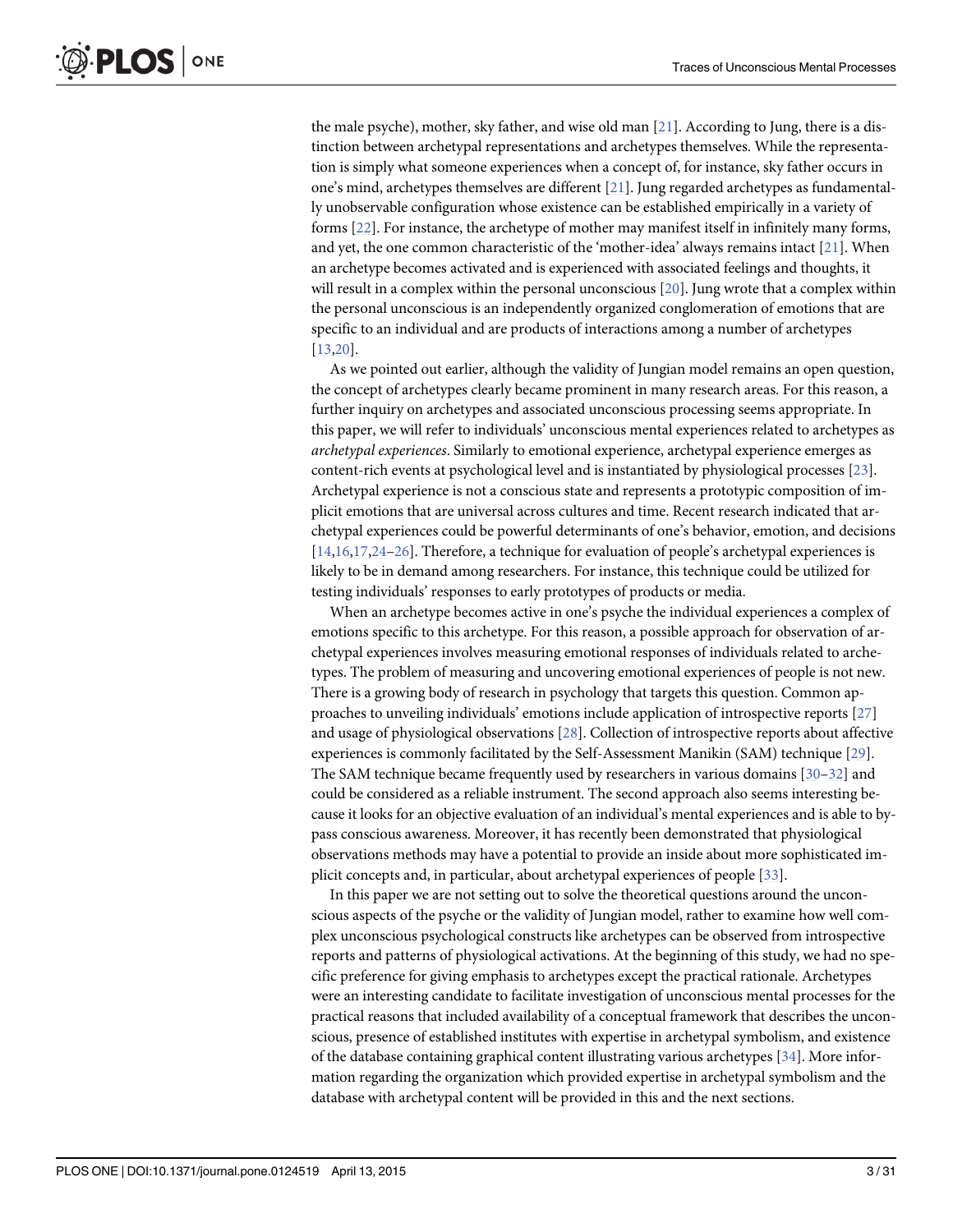the male psyche), mother, sky father, and wise old man [21]. According to Jung, there is a distinction between archetypal representations and archetypes themselves. While the representation is simply what someone experiences when a concept of, for instance, sky father occurs in one's mind, archetypes themselves are different [21]. Jung regarded archetypes as fundamentally unobservable configuration whose existence can be established empirically in a variety of forms [22]. For instance, the archetype of mother may manifest itself in infinitely many forms, and yet, the one common characteristic of the 'mother-idea' always remains intact [21]. When an archetype becomes activated and is experienced with associated feelings and thoughts, it will result in a complex within the personal unconscious [20]. Jung wrote that a complex within the personal unconscious is an independently organized conglomeration of emotions that are specific to an individual and are products of interactions among a number of archetypes [13,20].

As we pointed out earlier, although the validity of Jungian model remains an open question, the concept of archetypes clearly became prominent in many research areas. For this reason, a further inquiry on archetypes and associated unconscious processing seems appropriate. In this paper, we will refer to individuals' unconscious mental experiences related to archetypes as *archetypal experiences*. Similarly to emotional experience, archetypal experience emerges as content-rich events at psychological level and is instantiated by physiological processes [23]. Archetypal experience is not a conscious state and represents a prototypic composition of implicit emotions that are universal across cultures and time. Recent research indicated that archetypal experiences could be powerful determinants of one's behavior, emotion, and decisions [14,16,17,24–26]. Therefore, a technique for evaluation of people's archetypal experiences is likely to be in demand among researchers. For instance, this technique could be utilized for testing individuals' responses to early prototypes of products or media.

When an archetype becomes active in one's psyche the individual experiences a complex of emotions specific to this archetype. For this reason, a possible approach for observation of archetypal experiences involves measuring emotional responses of individuals related to archetypes. The problem of measuring and uncovering emotional experiences of people is not new. There is a growing body of research in psychology that targets this question. Common approaches to unveiling individuals' emotions include application of introspective reports [27] and usage of physiological observations [28]. Collection of introspective reports about affective experiences is commonly facilitated by the Self-Assessment Manikin (SAM) technique [29]. The SAM technique became frequently used by researchers in various domains [30–32] and could be considered as a reliable instrument. The second approach also seems interesting because it looks for an objective evaluation of an individual's mental experiences and is able to bypass conscious awareness. Moreover, it has recently been demonstrated that physiological observations methods may have a potential to provide an inside about more sophisticated implicit concepts and, in particular, about archetypal experiences of people [33].

In this paper we are not setting out to solve the theoretical questions around the unconscious aspects of the psyche or the validity of Jungian model, rather to examine how well complex unconscious psychological constructs like archetypes can be observed from introspective reports and patterns of physiological activations. At the beginning of this study, we had no specific preference for giving emphasis to archetypes except the practical rationale. Archetypes were an interesting candidate to facilitate investigation of unconscious mental processes for the practical reasons that included availability of a conceptual framework that describes the unconscious, presence of established institutes with expertise in archetypal symbolism, and existence of the database containing graphical content illustrating various archetypes [34]. More information regarding the organization which provided expertise in archetypal symbolism and the database with archetypal content will be provided in this and the next sections.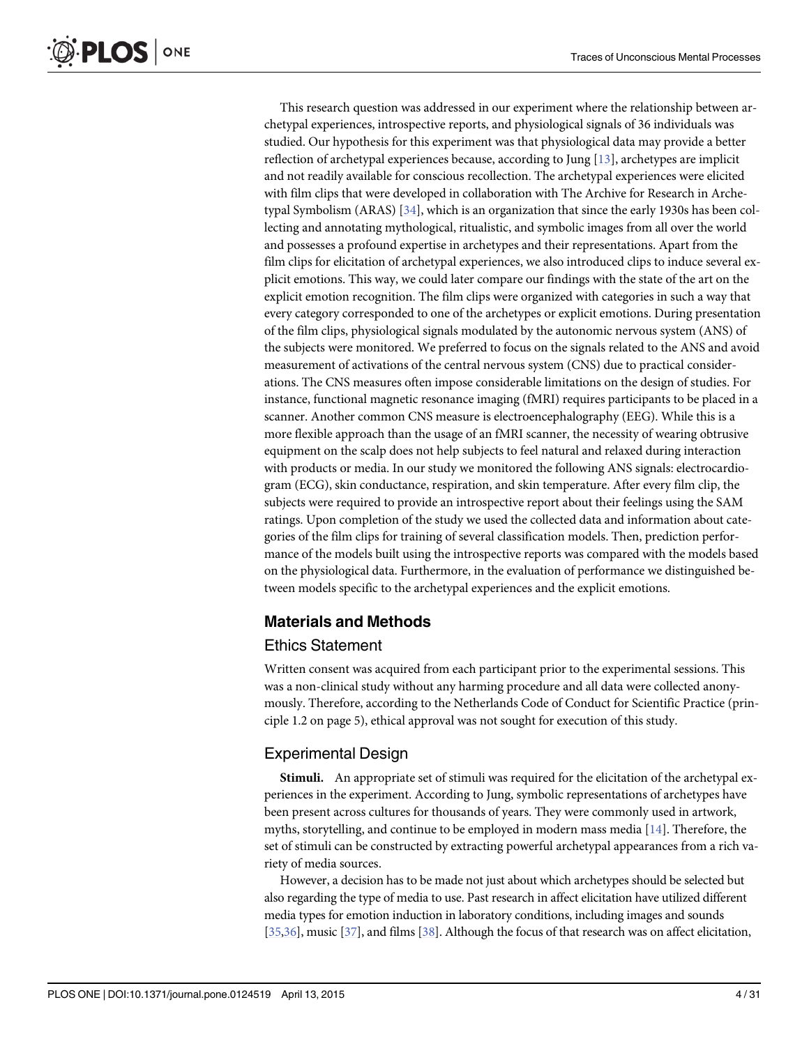This research question was addressed in our experiment where the relationship between archetypal experiences, introspective reports, and physiological signals of 36 individuals was studied. Our hypothesis for this experiment was that physiological data may provide a better reflection of archetypal experiences because, according to Jung [13], archetypes are implicit and not readily available for conscious recollection. The archetypal experiences were elicited with film clips that were developed in collaboration with The Archive for Research in Archetypal Symbolism (ARAS) [34], which is an organization that since the early 1930s has been collecting and annotating mythological, ritualistic, and symbolic images from all over the world and possesses a profound expertise in archetypes and their representations. Apart from the film clips for elicitation of archetypal experiences, we also introduced clips to induce several explicit emotions. This way, we could later compare our findings with the state of the art on the explicit emotion recognition. The film clips were organized with categories in such a way that every category corresponded to one of the archetypes or explicit emotions. During presentation of the film clips, physiological signals modulated by the autonomic nervous system (ANS) of the subjects were monitored. We preferred to focus on the signals related to the ANS and avoid measurement of activations of the central nervous system (CNS) due to practical considerations. The CNS measures often impose considerable limitations on the design of studies. For instance, functional magnetic resonance imaging (fMRI) requires participants to be placed in a scanner. Another common CNS measure is electroencephalography (EEG). While this is a more flexible approach than the usage of an fMRI scanner, the necessity of wearing obtrusive equipment on the scalp does not help subjects to feel natural and relaxed during interaction with products or media. In our study we monitored the following ANS signals: electrocardiogram (ECG), skin conductance, respiration, and skin temperature. After every film clip, the subjects were required to provide an introspective report about their feelings using the SAM ratings. Upon completion of the study we used the collected data and information about categories of the film clips for training of several classification models. Then, prediction performance of the models built using the introspective reports was compared with the models based on the physiological data. Furthermore, in the evaluation of performance we distinguished between models specific to the archetypal experiences and the explicit emotions.

## Materials and Methods

### Ethics Statement

Written consent was acquired from each participant prior to the experimental sessions. This was a non-clinical study without any harming procedure and all data were collected anonymously. Therefore, according to the Netherlands Code of Conduct for Scientific Practice (principle 1.2 on page 5), ethical approval was not sought for execution of this study.

### Experimental Design

**Stimuli.** An appropriate set of stimuli was required for the elicitation of the archetypal experiences in the experiment. According to Jung, symbolic representations of archetypes have been present across cultures for thousands of years. They were commonly used in artwork, myths, storytelling, and continue to be employed in modern mass media [14]. Therefore, the set of stimuli can be constructed by extracting powerful archetypal appearances from a rich variety of media sources.

However, a decision has to be made not just about which archetypes should be selected but also regarding the type of media to use. Past research in affect elicitation have utilized different media types for emotion induction in laboratory conditions, including images and sounds [35,36], music [37], and films [38]. Although the focus of that research was on affect elicitation,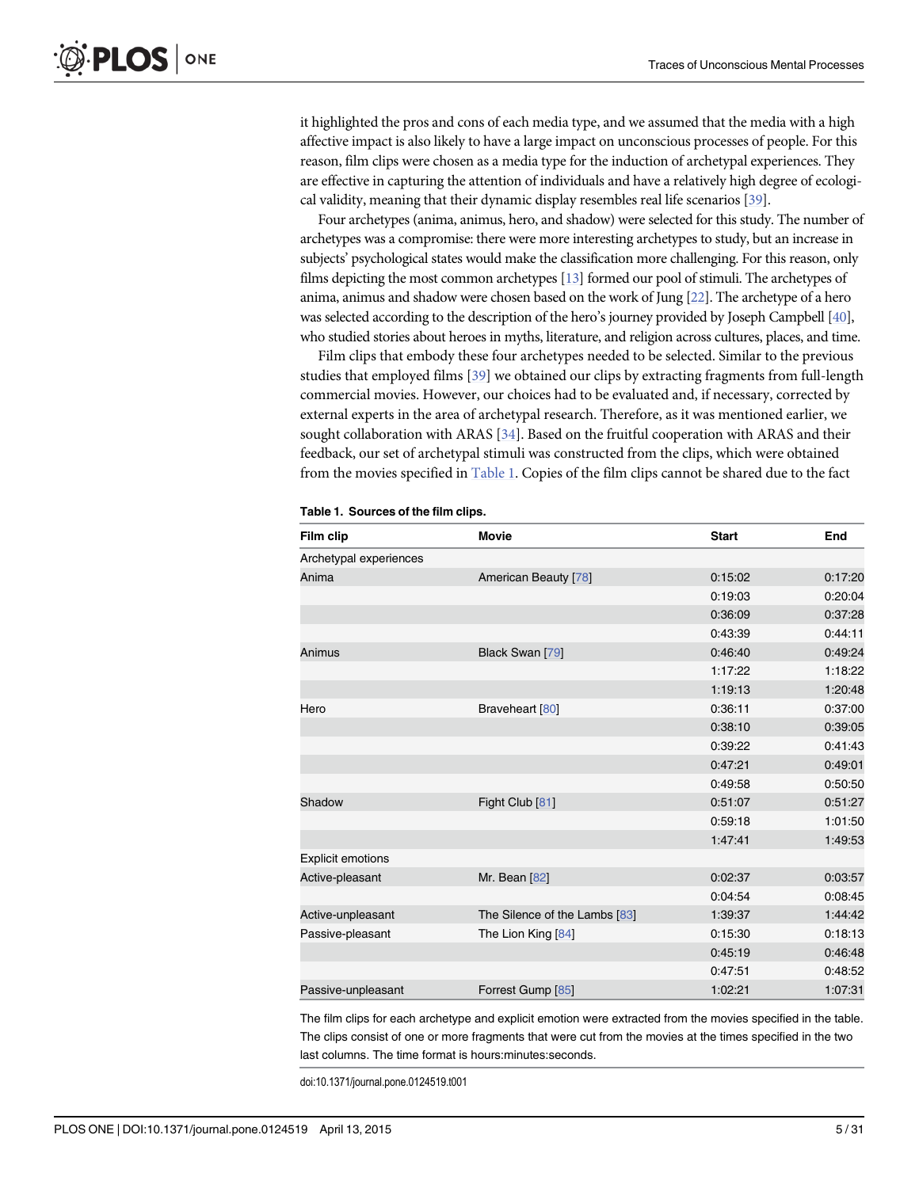it highlighted the pros and cons of each media type, and we assumed that the media with a high affective impact is also likely to have a large impact on unconscious processes of people. For this reason, film clips were chosen as a media type for the induction of archetypal experiences. They are effective in capturing the attention of individuals and have a relatively high degree of ecological validity, meaning that their dynamic display resembles real life scenarios [39].

Four archetypes (anima, animus, hero, and shadow) were selected for this study. The number of archetypes was a compromise: there were more interesting archetypes to study, but an increase in subjects' psychological states would make the classification more challenging. For this reason, only films depicting the most common archetypes [13] formed our pool of stimuli. The archetypes of anima, animus and shadow were chosen based on the work of Jung [22]. The archetype of a hero was selected according to the description of the hero's journey provided by Joseph Campbell [40], who studied stories about heroes in myths, literature, and religion across cultures, places, and time.

Film clips that embody these four archetypes needed to be selected. Similar to the previous studies that employed films [39] we obtained our clips by extracting fragments from full-length commercial movies. However, our choices had to be evaluated and, if necessary, corrected by external experts in the area of archetypal research. Therefore, as it was mentioned earlier, we sought collaboration with ARAS [34]. Based on the fruitful cooperation with ARAS and their feedback, our set of archetypal stimuli was constructed from the clips, which were obtained from the movies specified in Table 1. Copies of the film clips cannot be shared due to the fact

**Table 1. Sources of the film clips.**

| Film clip | Movie | Start | End |
|---|---|---|---|
| Archetypal experiences | | | |
| Anima | American Beauty [78] | 0:15:02 | 0:17:20 |
| | | 0:19:03 | 0:20:04 |
| | | 0:36:09 | 0:37:28 |
| | | 0:43:39 | 0:44:11 |
| Animus | Black Swan [79] | 0:46:40 | 0:49:24 |
| | | 1:17:22 | 1:18:22 |
| | | 1:19:13 | 1:20:48 |
| Hero | Braveheart [80] | 0:36:11 | 0:37:00 |
| | | 0:38:10 | 0:39:05 |
| | | 0:39:22 | 0:41:43 |
| | | 0:47:21 | 0:49:01 |
| | | 0:49:58 | 0:50:50 |
| Shadow | Fight Club [81] | 0:51:07 | 0:51:27 |
| | | 0:59:18 | 1:01:50 |
| | | 1:47:41 | 1:49:53 |
| Explicit emotions | | | |
| Active-pleasant | Mr. Bean [82] | 0:02:37 | 0:03:57 |
| | | 0:04:54 | 0:08:45 |
| Active-unpleasant | The Silence of the Lambs [83] | 1:39:37 | 1:44:42 |
| Passive-pleasant | The Lion King [84] | 0:15:30 | 0:18:13 |
| | | 0:45:19 | 0:46:48 |
| | | 0:47:51 | 0:48:52 |
| Passive-unpleasant | Forrest Gump [85] | 1:02:21 | 1:07:31 |

The film clips for each archetype and explicit emotion were extracted from the movies specified in the table. The clips consist of one or more fragments that were cut from the movies at the times specified in the two last columns. The time format is hours:minutes:seconds.

doi:10.1371/journal.pone.0124519.t001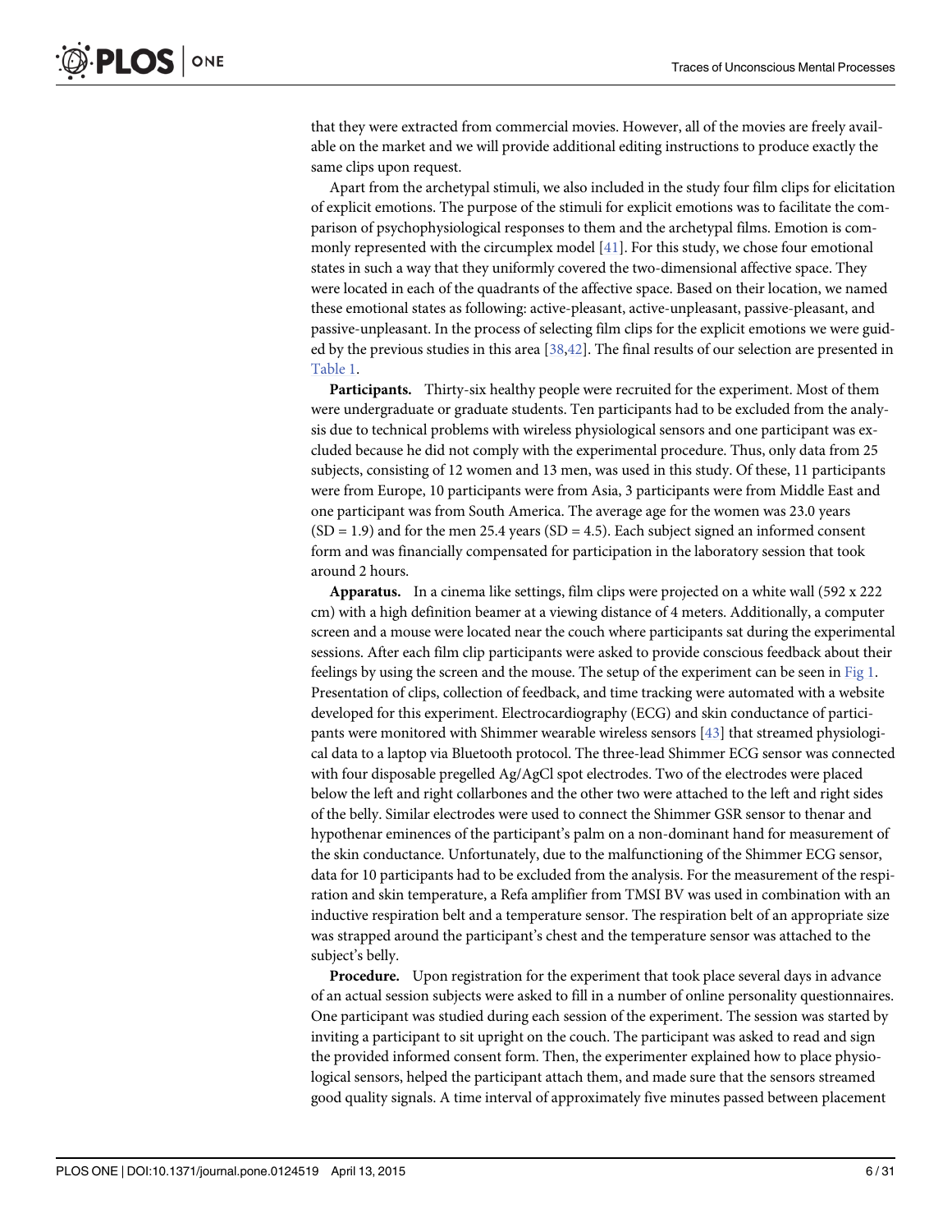that they were extracted from commercial movies. However, all of the movies are freely available on the market and we will provide additional editing instructions to produce exactly the same clips upon request.

Apart from the archetypal stimuli, we also included in the study four film clips for elicitation of explicit emotions. The purpose of the stimuli for explicit emotions was to facilitate the comparison of psychophysiological responses to them and the archetypal films. Emotion is commonly represented with the circumplex model [41]. For this study, we chose four emotional states in such a way that they uniformly covered the two-dimensional affective space. They were located in each of the quadrants of the affective space. Based on their location, we named these emotional states as following: active-pleasant, active-unpleasant, passive-pleasant, and passive-unpleasant. In the process of selecting film clips for the explicit emotions we were guided by the previous studies in this area [38,42]. The final results of our selection are presented in Table 1.

**Participants.** Thirty-six healthy people were recruited for the experiment. Most of them were undergraduate or graduate students. Ten participants had to be excluded from the analysis due to technical problems with wireless physiological sensors and one participant was excluded because he did not comply with the experimental procedure. Thus, only data from 25 subjects, consisting of 12 women and 13 men, was used in this study. Of these, 11 participants were from Europe, 10 participants were from Asia, 3 participants were from Middle East and one participant was from South America. The average age for the women was 23.0 years (SD = 1.9) and for the men 25.4 years (SD = 4.5). Each subject signed an informed consent form and was financially compensated for participation in the laboratory session that took around 2 hours.

**Apparatus.** In a cinema like settings, film clips were projected on a white wall (592 x 222 cm) with a high definition beamer at a viewing distance of 4 meters. Additionally, a computer screen and a mouse were located near the couch where participants sat during the experimental sessions. After each film clip participants were asked to provide conscious feedback about their feelings by using the screen and the mouse. The setup of the experiment can be seen in Fig 1. Presentation of clips, collection of feedback, and time tracking were automated with a website developed for this experiment. Electrocardiography (ECG) and skin conductance of participants were monitored with Shimmer wearable wireless sensors [43] that streamed physiological data to a laptop via Bluetooth protocol. The three-lead Shimmer ECG sensor was connected with four disposable pregelled Ag/AgCl spot electrodes. Two of the electrodes were placed below the left and right collarbones and the other two were attached to the left and right sides of the belly. Similar electrodes were used to connect the Shimmer GSR sensor to thenar and hypothenar eminences of the participant's palm on a non-dominant hand for measurement of the skin conductance. Unfortunately, due to the malfunctioning of the Shimmer ECG sensor, data for 10 participants had to be excluded from the analysis. For the measurement of the respiration and skin temperature, a Refa amplifier from TMSI BV was used in combination with an inductive respiration belt and a temperature sensor. The respiration belt of an appropriate size was strapped around the participant's chest and the temperature sensor was attached to the subject's belly.

**Procedure.** Upon registration for the experiment that took place several days in advance of an actual session subjects were asked to fill in a number of online personality questionnaires. One participant was studied during each session of the experiment. The session was started by inviting a participant to sit upright on the couch. The participant was asked to read and sign the provided informed consent form. Then, the experimenter explained how to place physiological sensors, helped the participant attach them, and made sure that the sensors streamed good quality signals. A time interval of approximately five minutes passed between placement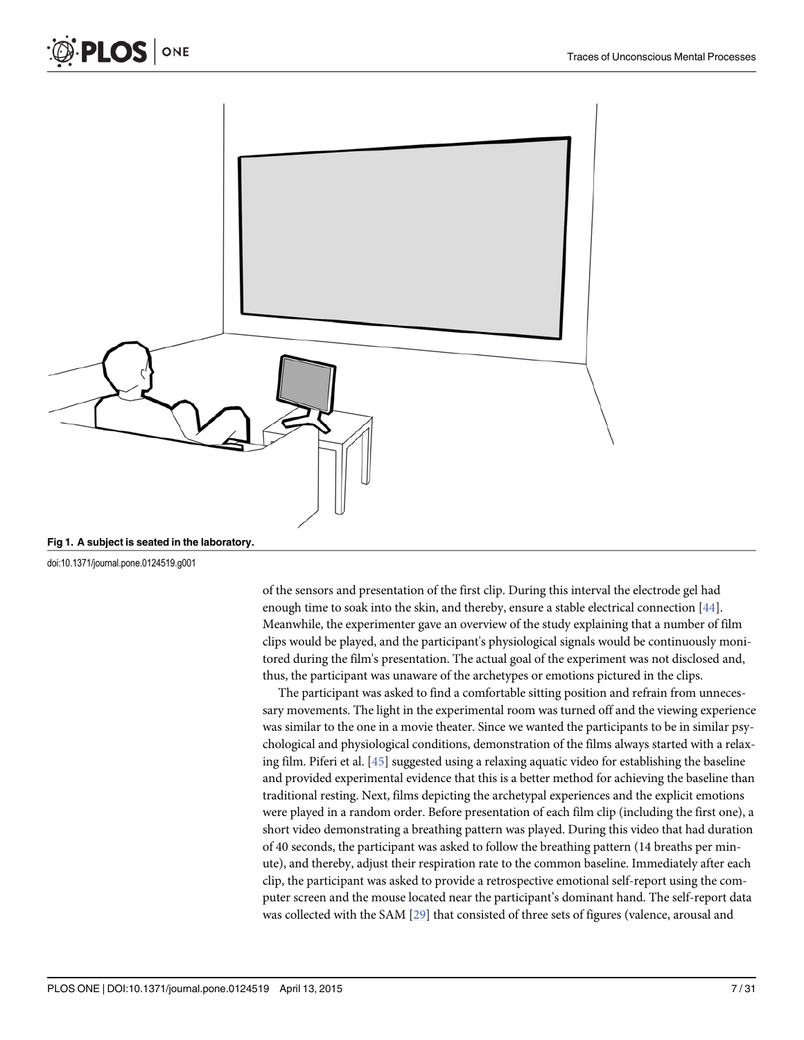Fig 1. A subject is seated in the laboratory.

doi:10.1371/journal.pone.0124519.g001

of the sensors and presentation of the first clip. During this interval the electrode gel had enough time to soak into the skin, and thereby, ensure a stable electrical connection [44]. Meanwhile, the experimenter gave an overview of the study explaining that a number of film clips would be played, and the participant's physiological signals would be continuously monitored during the film's presentation. The actual goal of the experiment was not disclosed and, thus, the participant was unaware of the archetypes or emotions pictured in the clips.

The participant was asked to find a comfortable sitting position and refrain from unnecessary movements. The light in the experimental room was turned off and the viewing experience was similar to the one in a movie theater. Since we wanted the participants to be in similar psychological and physiological conditions, demonstration of the films always started with a relaxing film. Piferi et al. [45] suggested using a relaxing aquatic video for establishing the baseline and provided experimental evidence that this is a better method for achieving the baseline than traditional resting. Next, films depicting the archetypal experiences and the explicit emotions were played in a random order. Before presentation of each film clip (including the first one), a short video demonstrating a breathing pattern was played. During this video that had duration of 40 seconds, the participant was asked to follow the breathing pattern (14 breaths per minute), and thereby, adjust their respiration rate to the common baseline. Immediately after each clip, the participant was asked to provide a retrospective emotional self-report using the computer screen and the mouse located near the participant's dominant hand. The self-report data was collected with the SAM [29] that consisted of three sets of figures (valence, arousal and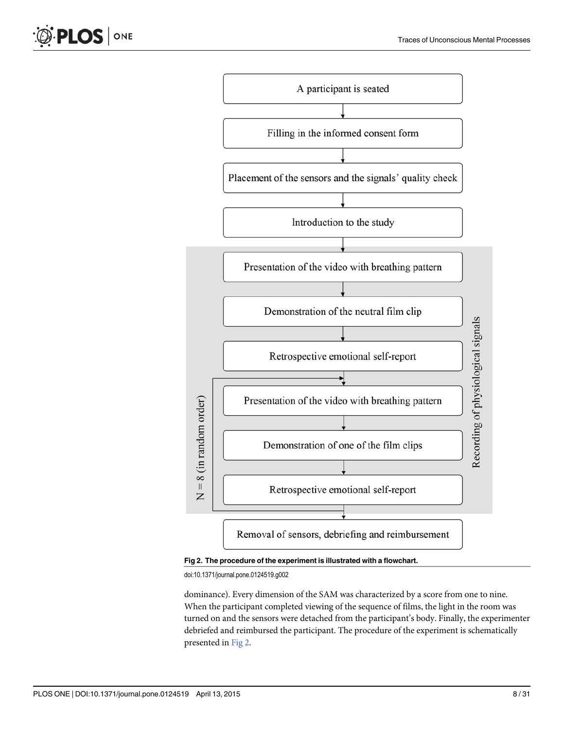A participant is seated

↓

Filling in the informed consent form

↓

Placement of the sensors and the signals' quality check

↓

Introduction to the study

↓

*Recording of physiological signals:*

Presentation of the video with breathing pattern

↓

Demonstration of the neutral film clip

↓

Retrospective emotional self-report

↓

*N = 8 (in random order):*

- Presentation of the video with breathing pattern
- ↓
- Demonstration of one of the film clips
- ↓
- Retrospective emotional self-report

↓

Removal of sensors, debriefing and reimbursement

**Fig 2. The procedure of the experiment is illustrated with a flowchart.**

doi:10.1371/journal.pone.0124519.g002

dominance). Every dimension of the SAM was characterized by a score from one to nine. When the participant completed viewing of the sequence of films, the light in the room was turned on and the sensors were detached from the participant's body. Finally, the experimenter debriefed and reimbursed the participant. The procedure of the experiment is schematically presented in Fig 2.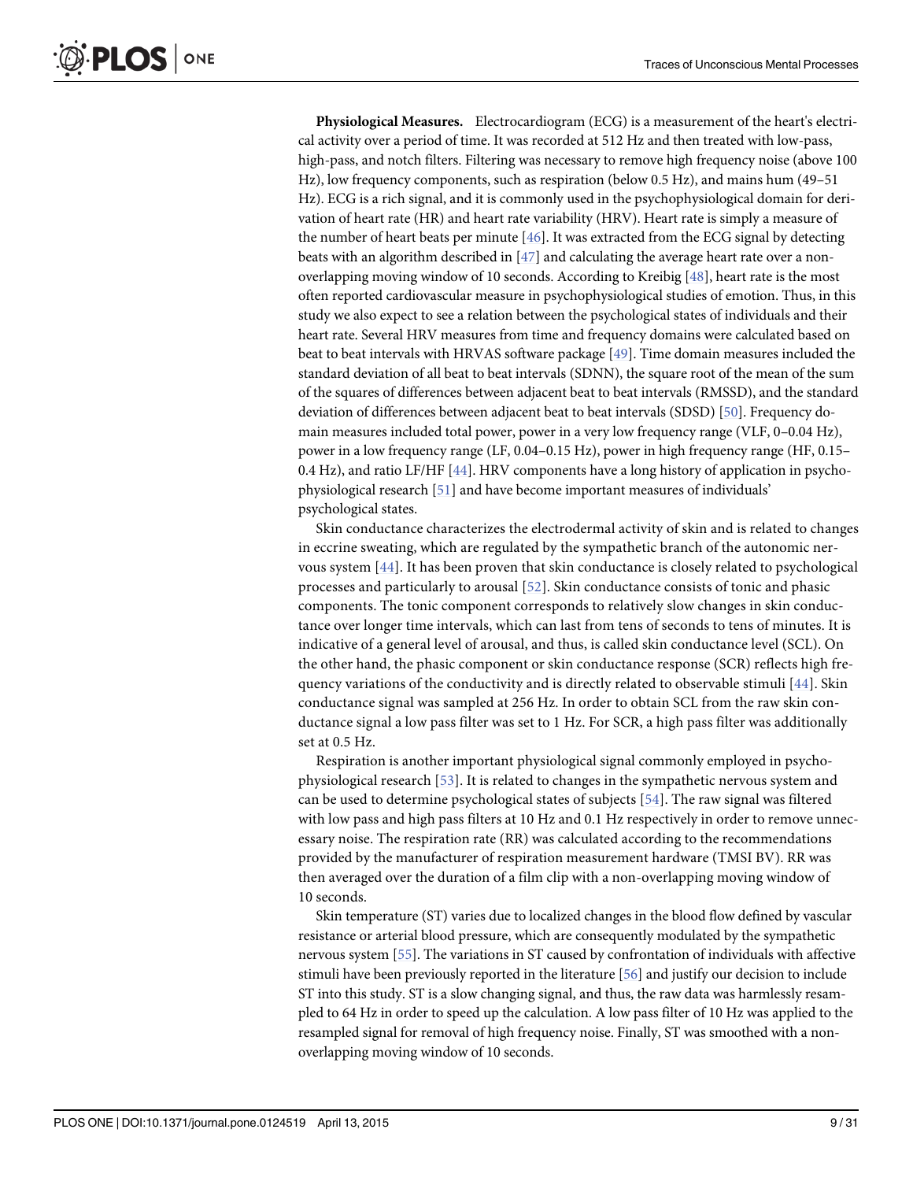**Physiological Measures.** Electrocardiogram (ECG) is a measurement of the heart's electrical activity over a period of time. It was recorded at 512 Hz and then treated with low-pass, high-pass, and notch filters. Filtering was necessary to remove high frequency noise (above 100 Hz), low frequency components, such as respiration (below 0.5 Hz), and mains hum (49–51 Hz). ECG is a rich signal, and it is commonly used in the psychophysiological domain for derivation of heart rate (HR) and heart rate variability (HRV). Heart rate is simply a measure of the number of heart beats per minute [46]. It was extracted from the ECG signal by detecting beats with an algorithm described in [47] and calculating the average heart rate over a non-overlapping moving window of 10 seconds. According to Kreibig [48], heart rate is the most often reported cardiovascular measure in psychophysiological studies of emotion. Thus, in this study we also expect to see a relation between the psychological states of individuals and their heart rate. Several HRV measures from time and frequency domains were calculated based on beat to beat intervals with HRVAS software package [49]. Time domain measures included the standard deviation of all beat to beat intervals (SDNN), the square root of the mean of the sum of the squares of differences between adjacent beat to beat intervals (RMSSD), and the standard deviation of differences between adjacent beat to beat intervals (SDSD) [50]. Frequency domain measures included total power, power in a very low frequency range (VLF, 0–0.04 Hz), power in a low frequency range (LF, 0.04–0.15 Hz), power in high frequency range (HF, 0.15–0.4 Hz), and ratio LF/HF [44]. HRV components have a long history of application in psychophysiological research [51] and have become important measures of individuals' psychological states.

Skin conductance characterizes the electrodermal activity of skin and is related to changes in eccrine sweating, which are regulated by the sympathetic branch of the autonomic nervous system [44]. It has been proven that skin conductance is closely related to psychological processes and particularly to arousal [52]. Skin conductance consists of tonic and phasic components. The tonic component corresponds to relatively slow changes in skin conductance over longer time intervals, which can last from tens of seconds to tens of minutes. It is indicative of a general level of arousal, and thus, is called skin conductance level (SCL). On the other hand, the phasic component or skin conductance response (SCR) reflects high frequency variations of the conductivity and is directly related to observable stimuli [44]. Skin conductance signal was sampled at 256 Hz. In order to obtain SCL from the raw skin conductance signal a low pass filter was set to 1 Hz. For SCR, a high pass filter was additionally set at 0.5 Hz.

Respiration is another important physiological signal commonly employed in psychophysiological research [53]. It is related to changes in the sympathetic nervous system and can be used to determine psychological states of subjects [54]. The raw signal was filtered with low pass and high pass filters at 10 Hz and 0.1 Hz respectively in order to remove unnecessary noise. The respiration rate (RR) was calculated according to the recommendations provided by the manufacturer of respiration measurement hardware (TMSI BV). RR was then averaged over the duration of a film clip with a non-overlapping moving window of 10 seconds.

Skin temperature (ST) varies due to localized changes in the blood flow defined by vascular resistance or arterial blood pressure, which are consequently modulated by the sympathetic nervous system [55]. The variations in ST caused by confrontation of individuals with affective stimuli have been previously reported in the literature [56] and justify our decision to include ST into this study. ST is a slow changing signal, and thus, the raw data was harmlessly resampled to 64 Hz in order to speed up the calculation. A low pass filter of 10 Hz was applied to the resampled signal for removal of high frequency noise. Finally, ST was smoothed with a non-overlapping moving window of 10 seconds.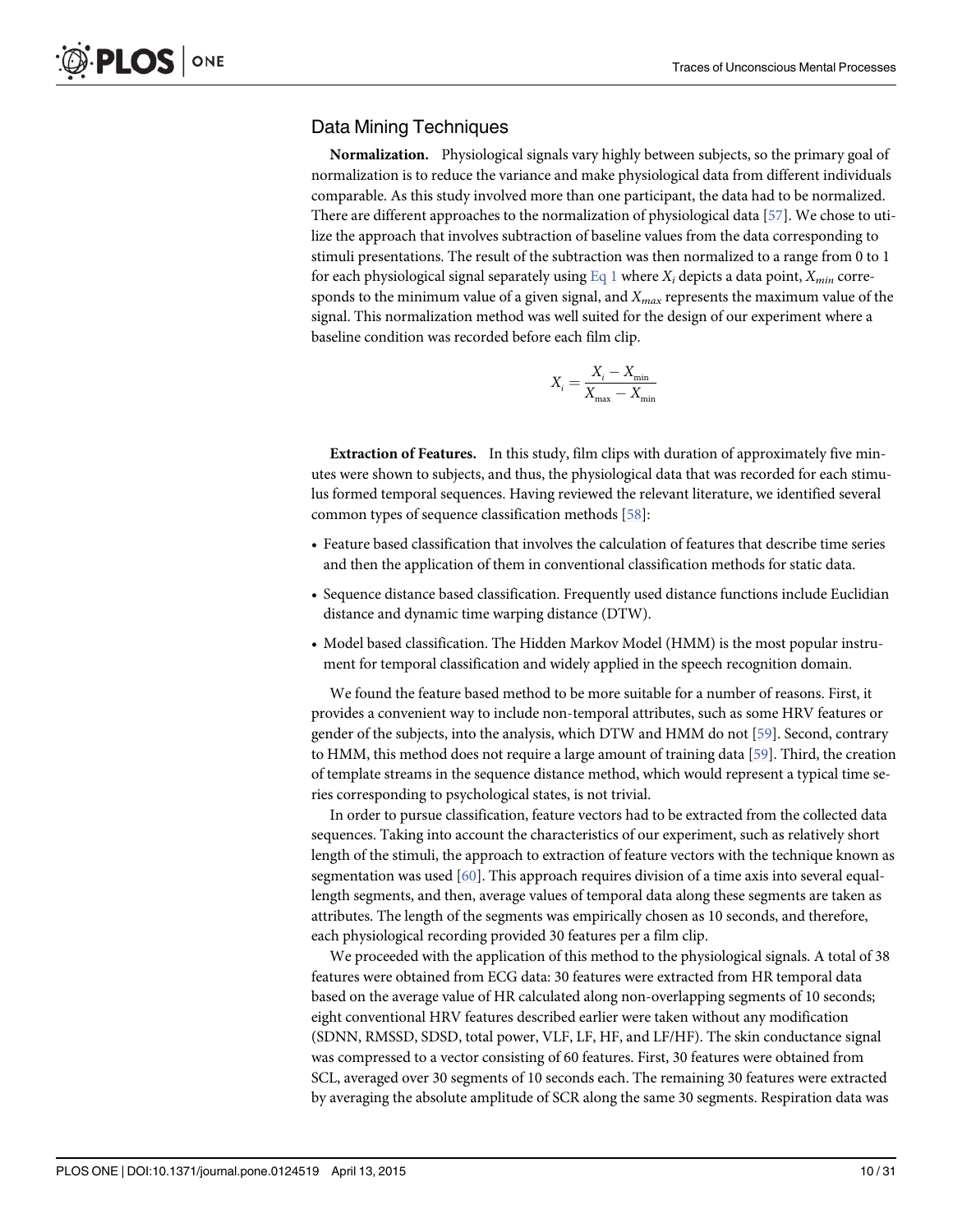## Data Mining Techniques

**Normalization.** Physiological signals vary highly between subjects, so the primary goal of normalization is to reduce the variance and make physiological data from different individuals comparable. As this study involved more than one participant, the data had to be normalized. There are different approaches to the normalization of physiological data [57]. We chose to utilize the approach that involves subtraction of baseline values from the data corresponding to stimuli presentations. The result of the subtraction was then normalized to a range from 0 to 1 for each physiological signal separately using Eq 1 where $X_i$ depicts a data point, $X_{min}$ corresponds to the minimum value of a given signal, and $X_{max}$ represents the maximum value of the signal. This normalization method was well suited for the design of our experiment where a baseline condition was recorded before each film clip.

$$X_i = \frac{X_i - X_{\min}}{X_{\max} - X_{\min}}$$

**Extraction of Features.** In this study, film clips with duration of approximately five minutes were shown to subjects, and thus, the physiological data that was recorded for each stimulus formed temporal sequences. Having reviewed the relevant literature, we identified several common types of sequence classification methods [58]:

- Feature based classification that involves the calculation of features that describe time series and then the application of them in conventional classification methods for static data.
- Sequence distance based classification. Frequently used distance functions include Euclidian distance and dynamic time warping distance (DTW).
- Model based classification. The Hidden Markov Model (HMM) is the most popular instrument for temporal classification and widely applied in the speech recognition domain.

We found the feature based method to be more suitable for a number of reasons. First, it provides a convenient way to include non-temporal attributes, such as some HRV features or gender of the subjects, into the analysis, which DTW and HMM do not [59]. Second, contrary to HMM, this method does not require a large amount of training data [59]. Third, the creation of template streams in the sequence distance method, which would represent a typical time series corresponding to psychological states, is not trivial.

In order to pursue classification, feature vectors had to be extracted from the collected data sequences. Taking into account the characteristics of our experiment, such as relatively short length of the stimuli, the approach to extraction of feature vectors with the technique known as segmentation was used [60]. This approach requires division of a time axis into several equal-length segments, and then, average values of temporal data along these segments are taken as attributes. The length of the segments was empirically chosen as 10 seconds, and therefore, each physiological recording provided 30 features per a film clip.

We proceeded with the application of this method to the physiological signals. A total of 38 features were obtained from ECG data: 30 features were extracted from HR temporal data based on the average value of HR calculated along non-overlapping segments of 10 seconds; eight conventional HRV features described earlier were taken without any modification (SDNN, RMSSD, SDSD, total power, VLF, LF, HF, and LF/HF). The skin conductance signal was compressed to a vector consisting of 60 features. First, 30 features were obtained from SCL, averaged over 30 segments of 10 seconds each. The remaining 30 features were extracted by averaging the absolute amplitude of SCR along the same 30 segments. Respiration data was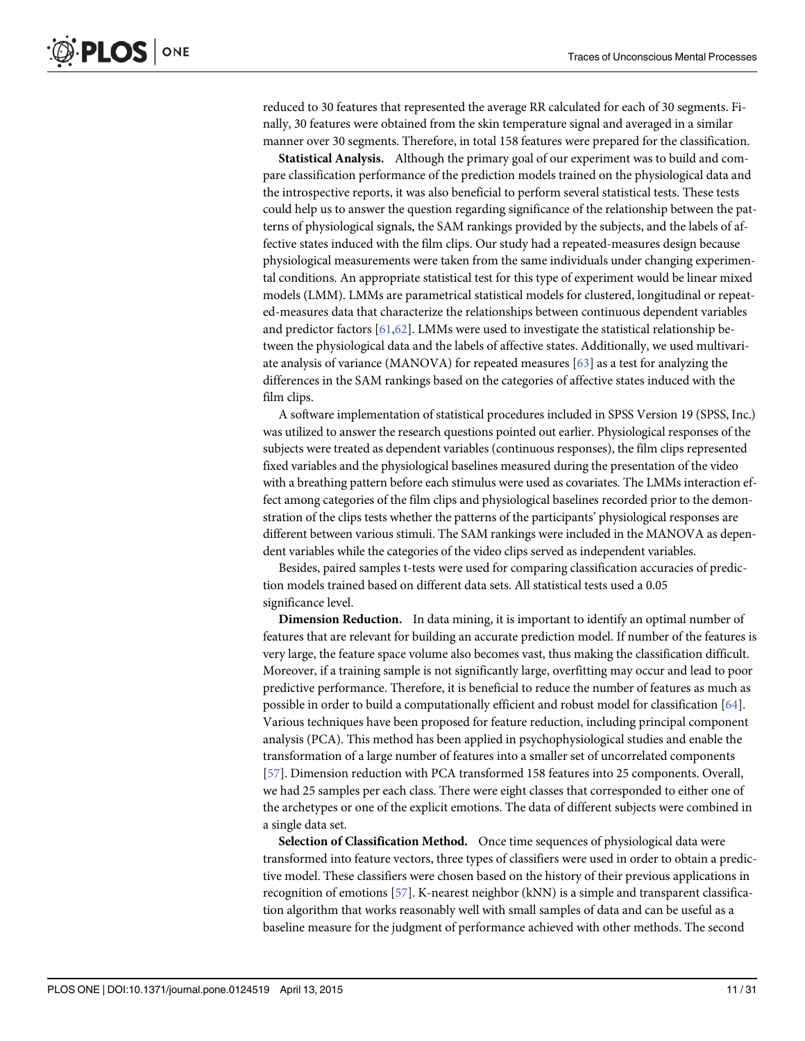reduced to 30 features that represented the average RR calculated for each of 30 segments. Finally, 30 features were obtained from the skin temperature signal and averaged in a similar manner over 30 segments. Therefore, in total 158 features were prepared for the classification.

**Statistical Analysis.** Although the primary goal of our experiment was to build and compare classification performance of the prediction models trained on the physiological data and the introspective reports, it was also beneficial to perform several statistical tests. These tests could help us to answer the question regarding significance of the relationship between the patterns of physiological signals, the SAM rankings provided by the subjects, and the labels of affective states induced with the film clips. Our study had a repeated-measures design because physiological measurements were taken from the same individuals under changing experimental conditions. An appropriate statistical test for this type of experiment would be linear mixed models (LMM). LMMs are parametrical statistical models for clustered, longitudinal or repeated-measures data that characterize the relationships between continuous dependent variables and predictor factors [61,62]. LMMs were used to investigate the statistical relationship between the physiological data and the labels of affective states. Additionally, we used multivariate analysis of variance (MANOVA) for repeated measures [63] as a test for analyzing the differences in the SAM rankings based on the categories of affective states induced with the film clips.

A software implementation of statistical procedures included in SPSS Version 19 (SPSS, Inc.) was utilized to answer the research questions pointed out earlier. Physiological responses of the subjects were treated as dependent variables (continuous responses), the film clips represented fixed variables and the physiological baselines measured during the presentation of the video with a breathing pattern before each stimulus were used as covariates. The LMMs interaction effect among categories of the film clips and physiological baselines recorded prior to the demonstration of the clips tests whether the patterns of the participants' physiological responses are different between various stimuli. The SAM rankings were included in the MANOVA as dependent variables while the categories of the video clips served as independent variables.

Besides, paired samples t-tests were used for comparing classification accuracies of prediction models trained based on different data sets. All statistical tests used a 0.05 significance level.

**Dimension Reduction.** In data mining, it is important to identify an optimal number of features that are relevant for building an accurate prediction model. If number of the features is very large, the feature space volume also becomes vast, thus making the classification difficult. Moreover, if a training sample is not significantly large, overfitting may occur and lead to poor predictive performance. Therefore, it is beneficial to reduce the number of features as much as possible in order to build a computationally efficient and robust model for classification [64]. Various techniques have been proposed for feature reduction, including principal component analysis (PCA). This method has been applied in psychophysiological studies and enable the transformation of a large number of features into a smaller set of uncorrelated components [57]. Dimension reduction with PCA transformed 158 features into 25 components. Overall, we had 25 samples per each class. There were eight classes that corresponded to either one of the archetypes or one of the explicit emotions. The data of different subjects were combined in a single data set.

**Selection of Classification Method.** Once time sequences of physiological data were transformed into feature vectors, three types of classifiers were used in order to obtain a predictive model. These classifiers were chosen based on the history of their previous applications in recognition of emotions [57]. K-nearest neighbor (kNN) is a simple and transparent classification algorithm that works reasonably well with small samples of data and can be useful as a baseline measure for the judgment of performance achieved with other methods. The second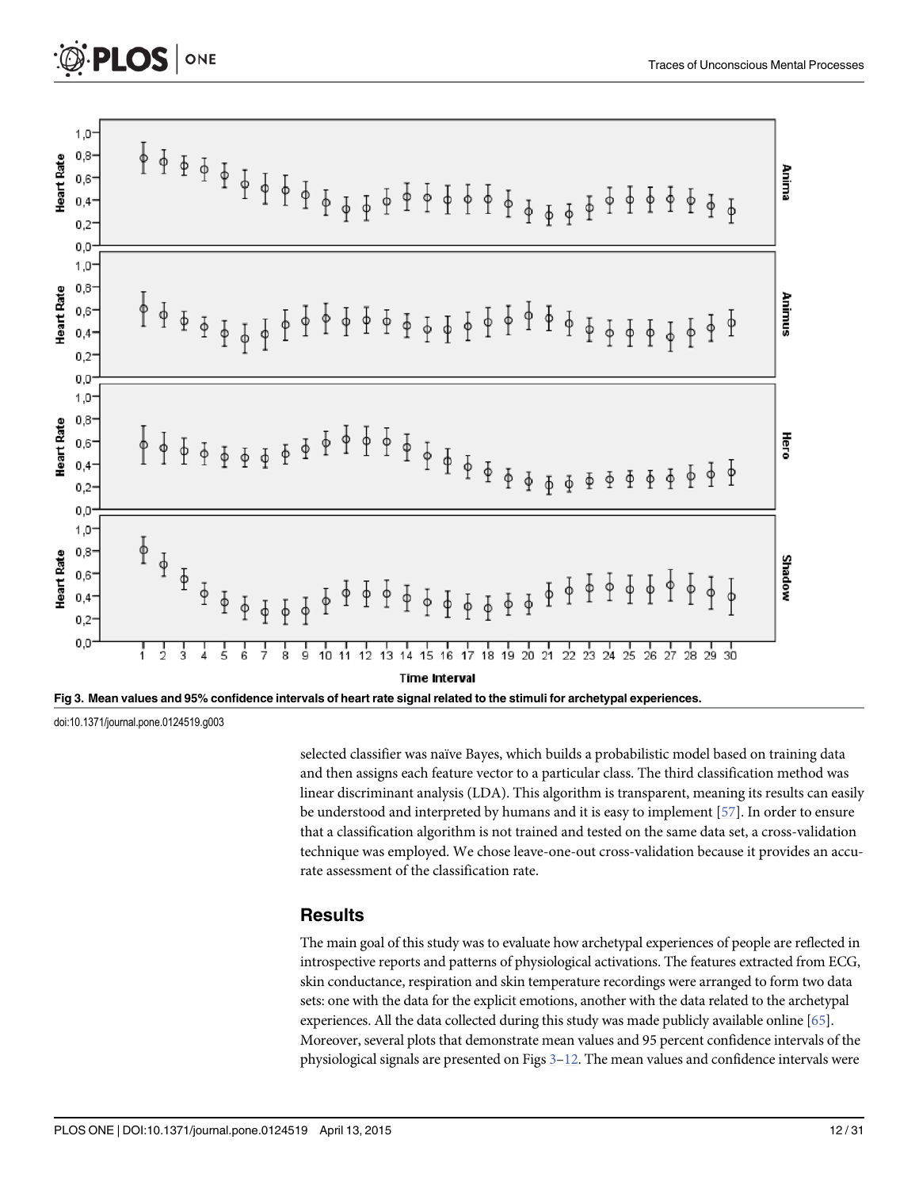Fig 3. Mean values and 95% confidence intervals of heart rate signal related to the stimuli for archetypal experiences.

doi:10.1371/journal.pone.0124519.g003

selected classifier was naïve Bayes, which builds a probabilistic model based on training data and then assigns each feature vector to a particular class. The third classification method was linear discriminant analysis (LDA). This algorithm is transparent, meaning its results can easily be understood and interpreted by humans and it is easy to implement [57]. In order to ensure that a classification algorithm is not trained and tested on the same data set, a cross-validation technique was employed. We chose leave-one-out cross-validation because it provides an accurate assessment of the classification rate.

## Results

The main goal of this study was to evaluate how archetypal experiences of people are reflected in introspective reports and patterns of physiological activations. The features extracted from ECG, skin conductance, respiration and skin temperature recordings were arranged to form two data sets: one with the data for the explicit emotions, another with the data related to the archetypal experiences. All the data collected during this study was made publicly available online [65]. Moreover, several plots that demonstrate mean values and 95 percent confidence intervals of the physiological signals are presented on Figs 3–12. The mean values and confidence intervals were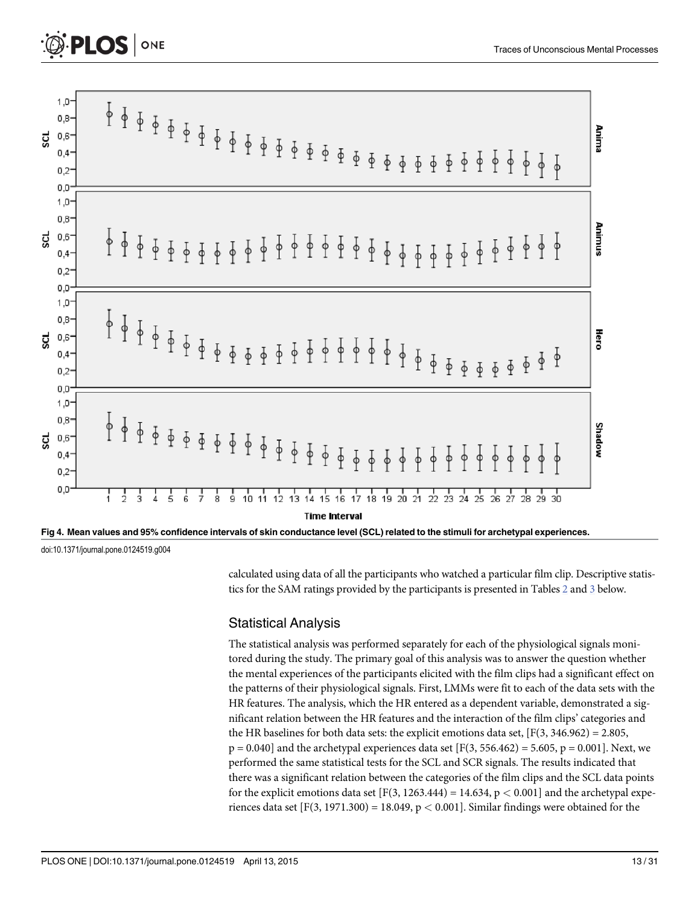Fig 4. Mean values and 95% confidence intervals of skin conductance level (SCL) related to the stimuli for archetypal experiences.

doi:10.1371/journal.pone.0124519.g004

calculated using data of all the participants who watched a particular film clip. Descriptive statistics for the SAM ratings provided by the participants is presented in Tables 2 and 3 below.

## Statistical Analysis

The statistical analysis was performed separately for each of the physiological signals monitored during the study. The primary goal of this analysis was to answer the question whether the mental experiences of the participants elicited with the film clips had a significant effect on the patterns of their physiological signals. First, LMMs were fit to each of the data sets with the HR features. The analysis, which the HR entered as a dependent variable, demonstrated a significant relation between the HR features and the interaction of the film clips' categories and the HR baselines for both data sets: the explicit emotions data set, [$F(3, 346.962) = 2.805$, $p = 0.040$] and the archetypal experiences data set [$F(3, 556.462) = 5.605$, $p = 0.001$]. Next, we performed the same statistical tests for the SCL and SCR signals. The results indicated that there was a significant relation between the categories of the film clips and the SCL data points for the explicit emotions data set [$F(3, 1263.444) = 14.634$, $p < 0.001$] and the archetypal experiences data set [$F(3, 1971.300) = 18.049$, $p < 0.001$]. Similar findings were obtained for the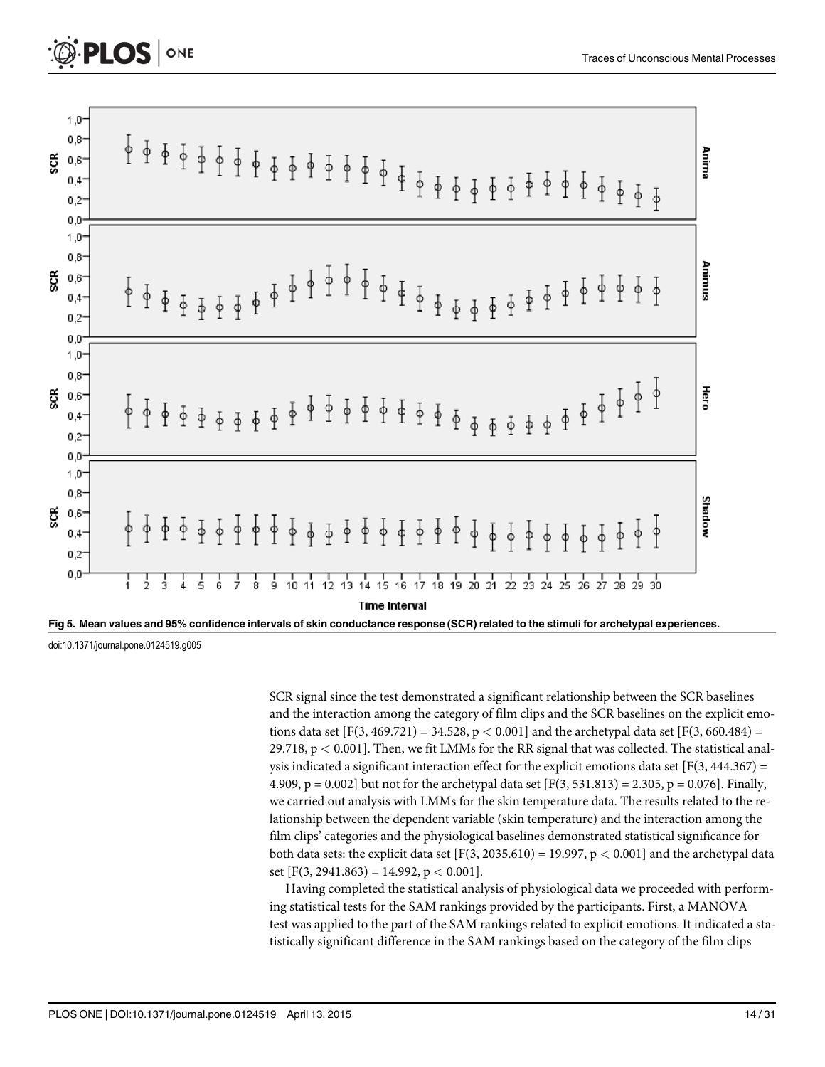Fig 5. Mean values and 95% confidence intervals of skin conductance response (SCR) related to the stimuli for archetypal experiences.

doi:10.1371/journal.pone.0124519.g005

SCR signal since the test demonstrated a significant relationship between the SCR baselines and the interaction among the category of film clips and the SCR baselines on the explicit emotions data set [$F(3, 469.721) = 34.528$, $p < 0.001$] and the archetypal data set [$F(3, 660.484) = 29.718$, $p < 0.001$]. Then, we fit LMMs for the RR signal that was collected. The statistical analysis indicated a significant interaction effect for the explicit emotions data set [$F(3, 444.367) = 4.909$, $p = 0.002$] but not for the archetypal data set [$F(3, 531.813) = 2.305$, $p = 0.076$]. Finally, we carried out analysis with LMMs for the skin temperature data. The results related to the relationship between the dependent variable (skin temperature) and the interaction among the film clips' categories and the physiological baselines demonstrated statistical significance for both data sets: the explicit data set [$F(3, 2035.610) = 19.997$, $p < 0.001$] and the archetypal data set [$F(3, 2941.863) = 14.992$, $p < 0.001$].

Having completed the statistical analysis of physiological data we proceeded with performing statistical tests for the SAM rankings provided by the participants. First, a MANOVA test was applied to the part of the SAM rankings related to explicit emotions. It indicated a statistically significant difference in the SAM rankings based on the category of the film clips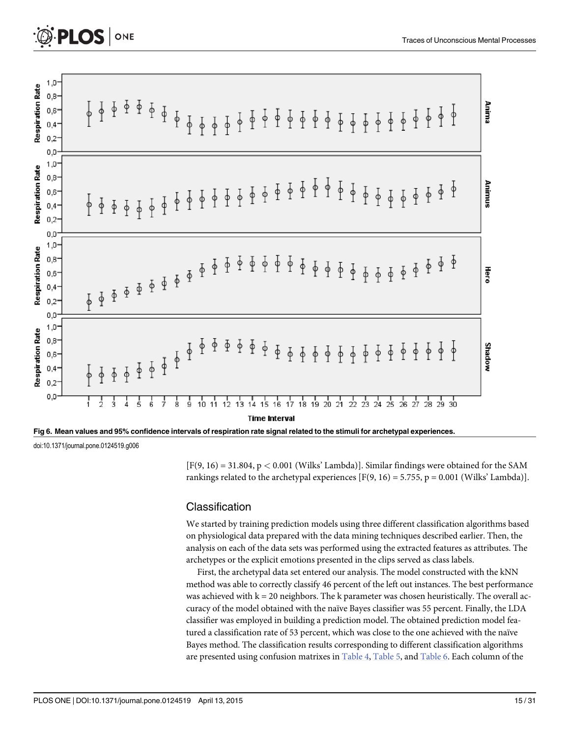Fig 6. Mean values and 95% confidence intervals of respiration rate signal related to the stimuli for archetypal experiences.

doi:10.1371/journal.pone.0124519.g006

[$F(9, 16) = 31.804$, $p < 0.001$ (Wilks' Lambda)]. Similar findings were obtained for the SAM rankings related to the archetypal experiences [$F(9, 16) = 5.755$, $p = 0.001$ (Wilks' Lambda)].

## Classification

We started by training prediction models using three different classification algorithms based on physiological data prepared with the data mining techniques described earlier. Then, the analysis on each of the data sets was performed using the extracted features as attributes. The archetypes or the explicit emotions presented in the clips served as class labels.

First, the archetypal data set entered our analysis. The model constructed with the kNN method was able to correctly classify 46 percent of the left out instances. The best performance was achieved with $k = 20$ neighbors. The k parameter was chosen heuristically. The overall accuracy of the model obtained with the naïve Bayes classifier was 55 percent. Finally, the LDA classifier was employed in building a prediction model. The obtained prediction model featured a classification rate of 53 percent, which was close to the one achieved with the naïve Bayes method. The classification results corresponding to different classification algorithms are presented using confusion matrixes in Table 4, Table 5, and Table 6. Each column of the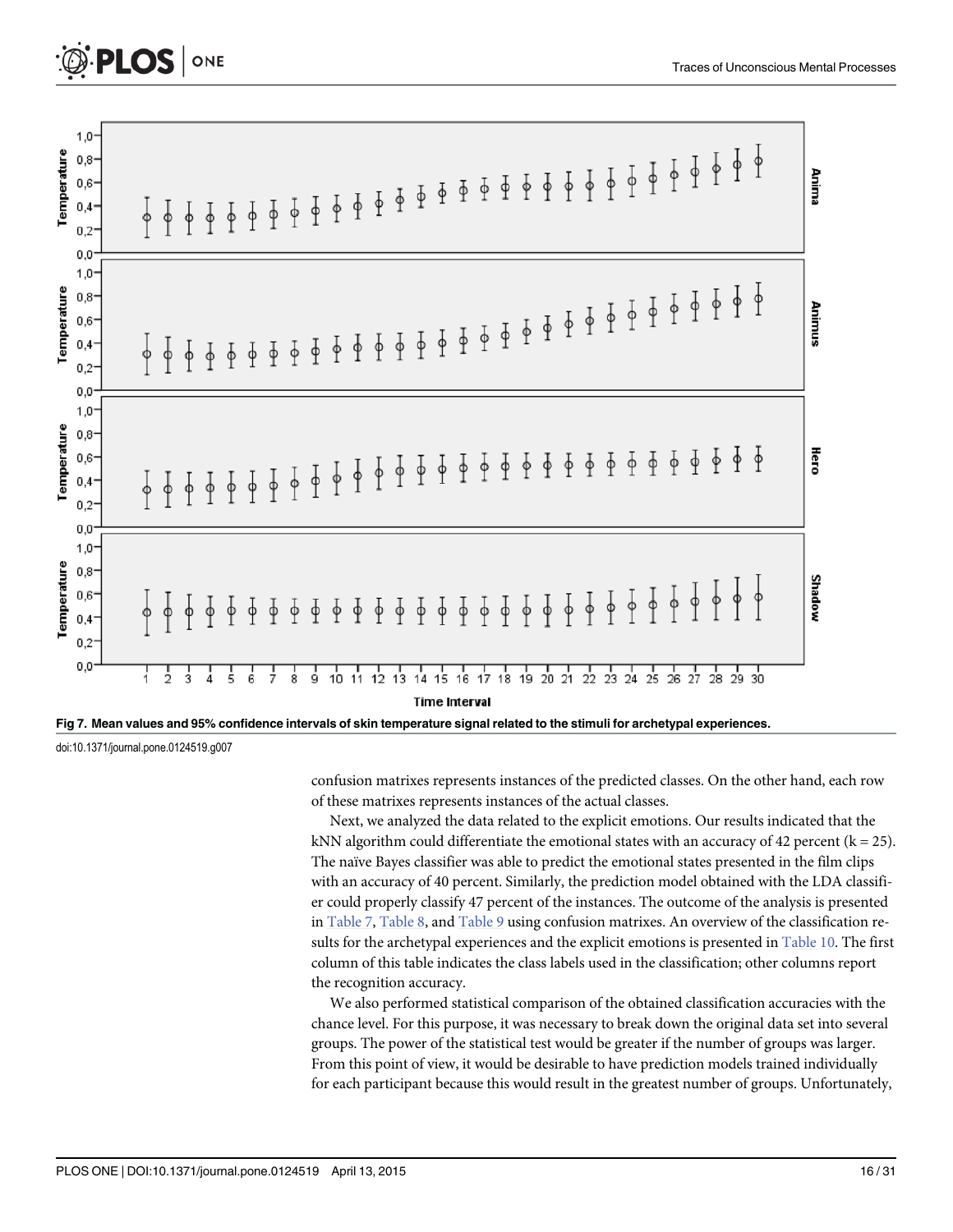Fig 7. Mean values and 95% confidence intervals of skin temperature signal related to the stimuli for archetypal experiences.

doi:10.1371/journal.pone.0124519.g007

confusion matrixes represents instances of the predicted classes. On the other hand, each row of these matrixes represents instances of the actual classes.

Next, we analyzed the data related to the explicit emotions. Our results indicated that the kNN algorithm could differentiate the emotional states with an accuracy of 42 percent (k = 25). The naïve Bayes classifier was able to predict the emotional states presented in the film clips with an accuracy of 40 percent. Similarly, the prediction model obtained with the LDA classifier could properly classify 47 percent of the instances. The outcome of the analysis is presented in Table 7, Table 8, and Table 9 using confusion matrixes. An overview of the classification results for the archetypal experiences and the explicit emotions is presented in Table 10. The first column of this table indicates the class labels used in the classification; other columns report the recognition accuracy.

We also performed statistical comparison of the obtained classification accuracies with the chance level. For this purpose, it was necessary to break down the original data set into several groups. The power of the statistical test would be greater if the number of groups was larger. From this point of view, it would be desirable to have prediction models trained individually for each participant because this would result in the greatest number of groups. Unfortunately,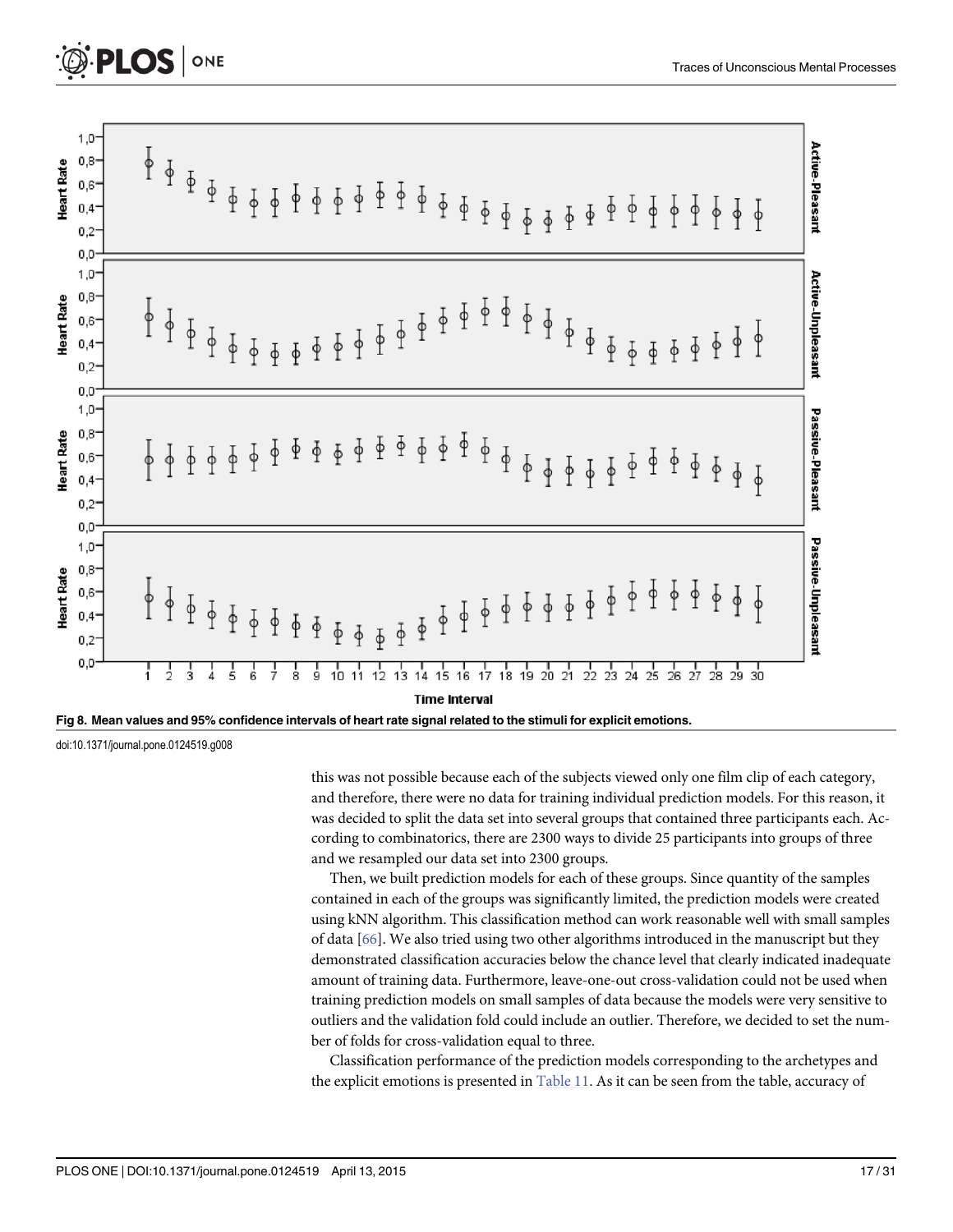Fig 8. Mean values and 95% confidence intervals of heart rate signal related to the stimuli for explicit emotions.

doi:10.1371/journal.pone.0124519.g008

this was not possible because each of the subjects viewed only one film clip of each category, and therefore, there were no data for training individual prediction models. For this reason, it was decided to split the data set into several groups that contained three participants each. According to combinatorics, there are 2300 ways to divide 25 participants into groups of three and we resampled our data set into 2300 groups.

Then, we built prediction models for each of these groups. Since quantity of the samples contained in each of the groups was significantly limited, the prediction models were created using kNN algorithm. This classification method can work reasonable well with small samples of data [66]. We also tried using two other algorithms introduced in the manuscript but they demonstrated classification accuracies below the chance level that clearly indicated inadequate amount of training data. Furthermore, leave-one-out cross-validation could not be used when training prediction models on small samples of data because the models were very sensitive to outliers and the validation fold could include an outlier. Therefore, we decided to set the number of folds for cross-validation equal to three.

Classification performance of the prediction models corresponding to the archetypes and the explicit emotions is presented in Table 11. As it can be seen from the table, accuracy of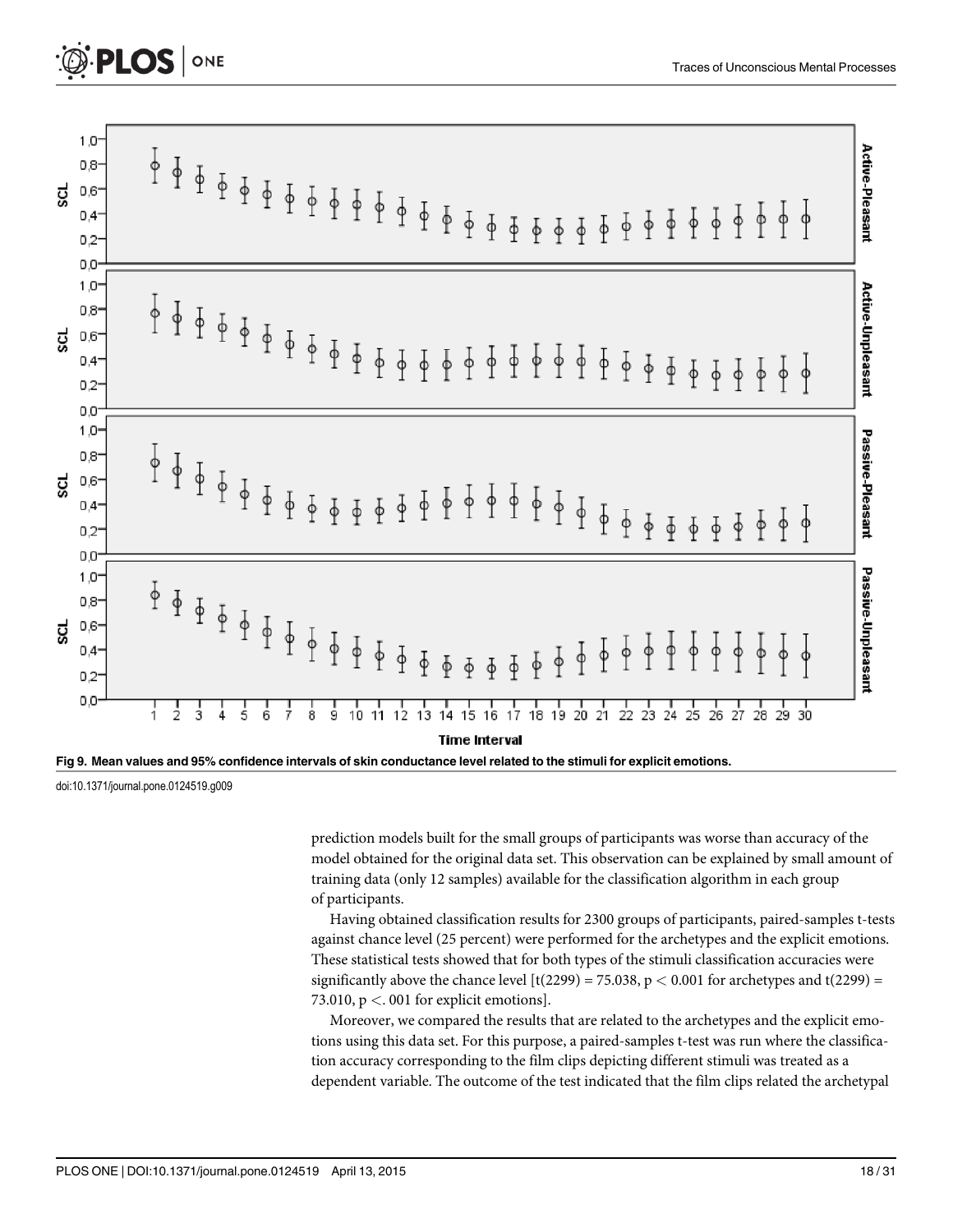Fig 9. Mean values and 95% confidence intervals of skin conductance level related to the stimuli for explicit emotions.

doi:10.1371/journal.pone.0124519.g009

prediction models built for the small groups of participants was worse than accuracy of the model obtained for the original data set. This observation can be explained by small amount of training data (only 12 samples) available for the classification algorithm in each group of participants.

Having obtained classification results for 2300 groups of participants, paired-samples t-tests against chance level (25 percent) were performed for the archetypes and the explicit emotions. These statistical tests showed that for both types of the stimuli classification accuracies were significantly above the chance level [$t(2299) = 75.038$, $p < 0.001$ for archetypes and $t(2299) = 73.010$, $p < .001$ for explicit emotions].

Moreover, we compared the results that are related to the archetypes and the explicit emotions using this data set. For this purpose, a paired-samples t-test was run where the classification accuracy corresponding to the film clips depicting different stimuli was treated as a dependent variable. The outcome of the test indicated that the film clips related the archetypal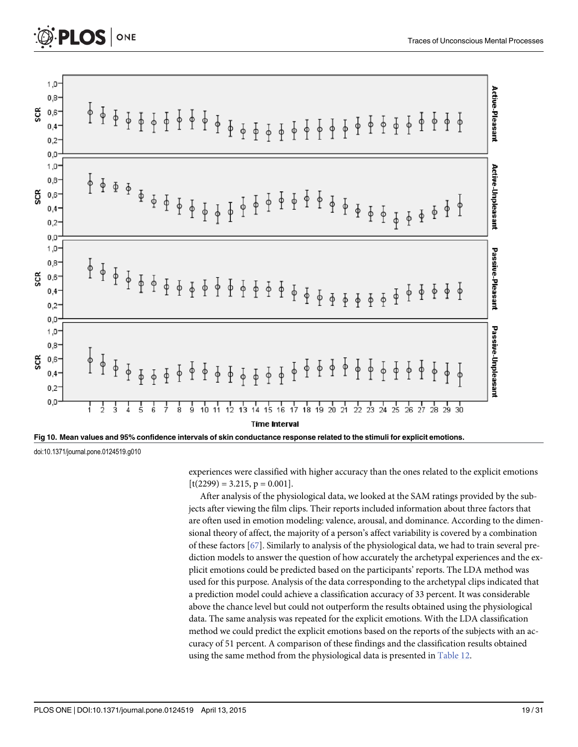Fig 10. Mean values and 95% confidence intervals of skin conductance response related to the stimuli for explicit emotions.

doi:10.1371/journal.pone.0124519.g010

experiences were classified with higher accuracy than the ones related to the explicit emotions [$t(2299) = 3.215$, $p = 0.001$].

After analysis of the physiological data, we looked at the SAM ratings provided by the subjects after viewing the film clips. Their reports included information about three factors that are often used in emotion modeling: valence, arousal, and dominance. According to the dimensional theory of affect, the majority of a person's affect variability is covered by a combination of these factors [67]. Similarly to analysis of the physiological data, we had to train several prediction models to answer the question of how accurately the archetypal experiences and the explicit emotions could be predicted based on the participants' reports. The LDA method was used for this purpose. Analysis of the data corresponding to the archetypal clips indicated that a prediction model could achieve a classification accuracy of 33 percent. It was considerable above the chance level but could not outperform the results obtained using the physiological data. The same analysis was repeated for the explicit emotions. With the LDA classification method we could predict the explicit emotions based on the reports of the subjects with an accuracy of 51 percent. A comparison of these findings and the classification results obtained using the same method from the physiological data is presented in Table 12.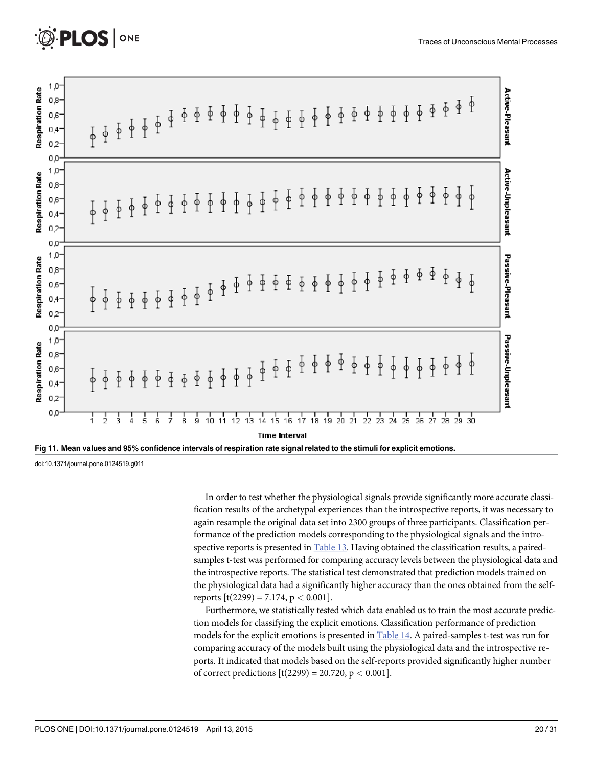Fig 11. Mean values and 95% confidence intervals of respiration rate signal related to the stimuli for explicit emotions.

doi:10.1371/journal.pone.0124519.g011

In order to test whether the physiological signals provide significantly more accurate classification results of the archetypal experiences than the introspective reports, it was necessary to again resample the original data set into 2300 groups of three participants. Classification performance of the prediction models corresponding to the physiological signals and the introspective reports is presented in Table 13. Having obtained the classification results, a paired-samples t-test was performed for comparing accuracy levels between the physiological data and the introspective reports. The statistical test demonstrated that prediction models trained on the physiological data had a significantly higher accuracy than the ones obtained from the self-reports [$t(2299) = 7.174$, $p < 0.001$].

Furthermore, we statistically tested which data enabled us to train the most accurate prediction models for classifying the explicit emotions. Classification performance of prediction models for the explicit emotions is presented in Table 14. A paired-samples t-test was run for comparing accuracy of the models built using the physiological data and the introspective reports. It indicated that models based on the self-reports provided significantly higher number of correct predictions [$t(2299) = 20.720$, $p < 0.001$].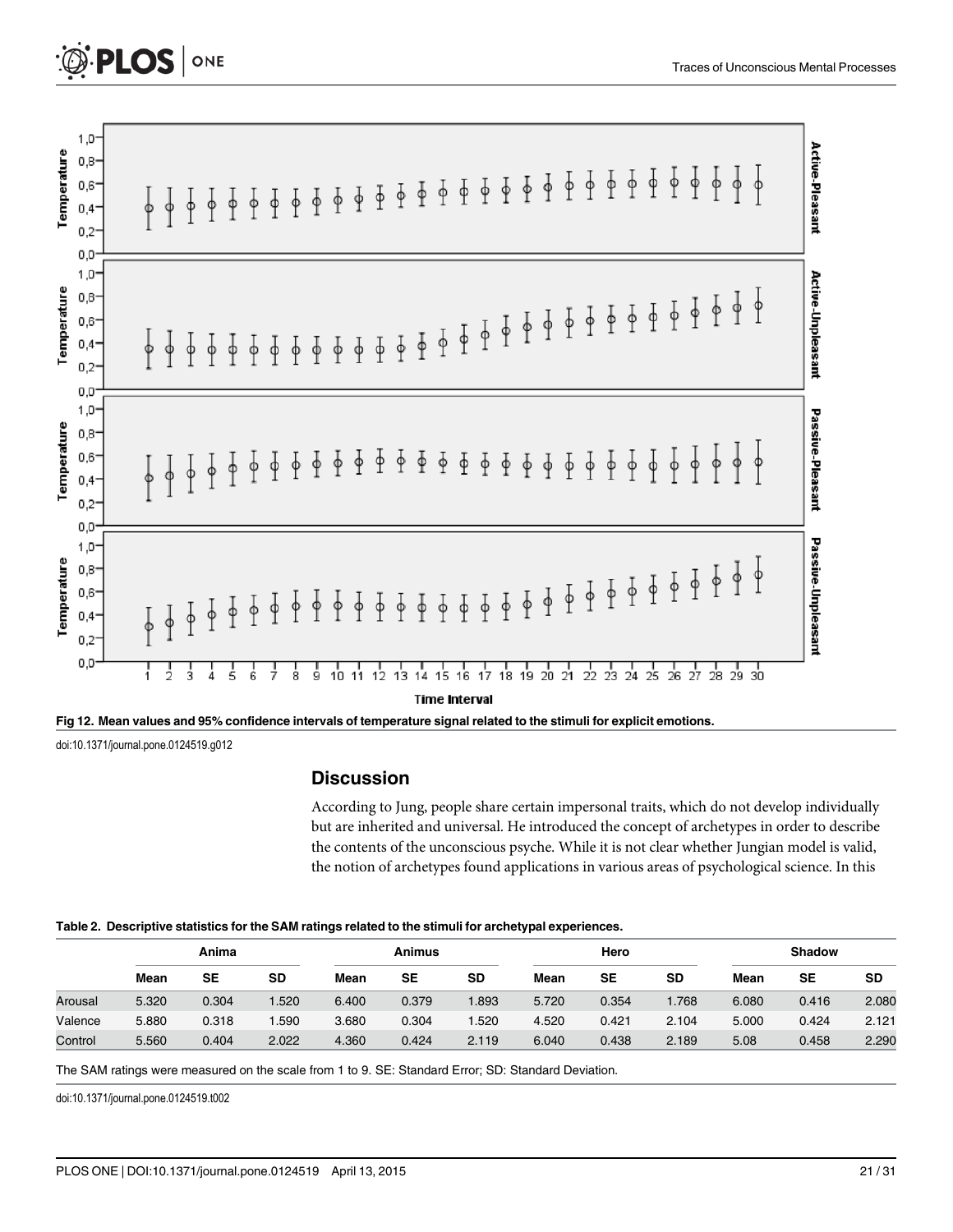Fig 12. Mean values and 95% confidence intervals of temperature signal related to the stimuli for explicit emotions.

doi:10.1371/journal.pone.0124519.g012

## Discussion

According to Jung, people share certain impersonal traits, which do not develop individually but are inherited and universal. He introduced the concept of archetypes in order to describe the contents of the unconscious psyche. While it is not clear whether Jungian model is valid, the notion of archetypes found applications in various areas of psychological science. In this

Table 2. Descriptive statistics for the SAM ratings related to the stimuli for archetypal experiences.

| | Anima | | | Animus | | | Hero | | | Shadow | | |
|---|---|---|---|---|---|---|---|---|---|---|---|---|
| | Mean | SE | SD | Mean | SE | SD | Mean | SE | SD | Mean | SE | SD |
| Arousal | 5.320 | 0.304 | 1.520 | 6.400 | 0.379 | 1.893 | 5.720 | 0.354 | 1.768 | 6.080 | 0.416 | 2.080 |
| Valence | 5.880 | 0.318 | 1.590 | 3.680 | 0.304 | 1.520 | 4.520 | 0.421 | 2.104 | 5.000 | 0.424 | 2.121 |
| Control | 5.560 | 0.404 | 2.022 | 4.360 | 0.424 | 2.119 | 6.040 | 0.438 | 2.189 | 5.08 | 0.458 | 2.290 |

The SAM ratings were measured on the scale from 1 to 9. SE: Standard Error; SD: Standard Deviation.

doi:10.1371/journal.pone.0124519.t002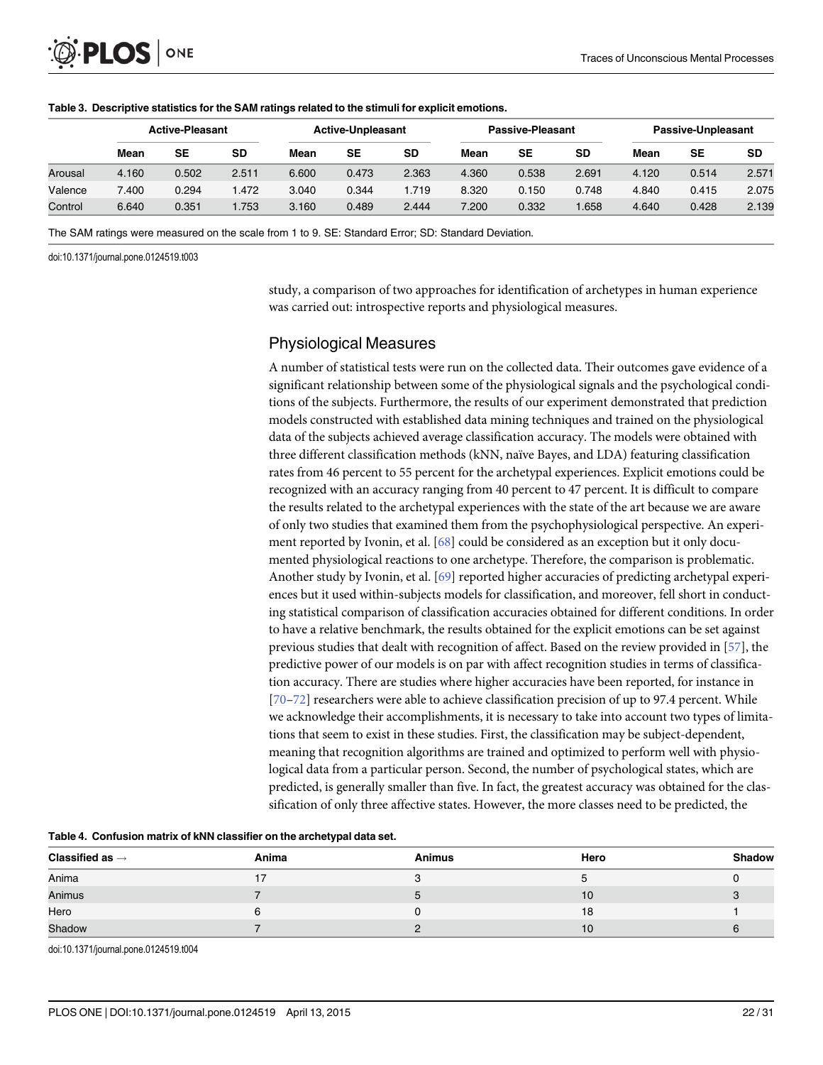**Table 3. Descriptive statistics for the SAM ratings related to the stimuli for explicit emotions.**

| | Active-Pleasant | | | Active-Unpleasant | | | Passive-Pleasant | | | Passive-Unpleasant | | |
|---|---|---|---|---|---|---|---|---|---|---|---|---|
| | Mean | SE | SD | Mean | SE | SD | Mean | SE | SD | Mean | SE | SD |
| Arousal | 4.160 | 0.502 | 2.511 | 6.600 | 0.473 | 2.363 | 4.360 | 0.538 | 2.691 | 4.120 | 0.514 | 2.571 |
| Valence | 7.400 | 0.294 | 1.472 | 3.040 | 0.344 | 1.719 | 8.320 | 0.150 | 0.748 | 4.840 | 0.415 | 2.075 |
| Control | 6.640 | 0.351 | 1.753 | 3.160 | 0.489 | 2.444 | 7.200 | 0.332 | 1.658 | 4.640 | 0.428 | 2.139 |

The SAM ratings were measured on the scale from 1 to 9. SE: Standard Error; SD: Standard Deviation.

doi:10.1371/journal.pone.0124519.t003

study, a comparison of two approaches for identification of archetypes in human experience was carried out: introspective reports and physiological measures.

## Physiological Measures

A number of statistical tests were run on the collected data. Their outcomes gave evidence of a significant relationship between some of the physiological signals and the psychological conditions of the subjects. Furthermore, the results of our experiment demonstrated that prediction models constructed with established data mining techniques and trained on the physiological data of the subjects achieved average classification accuracy. The models were obtained with three different classification methods (kNN, naïve Bayes, and LDA) featuring classification rates from 46 percent to 55 percent for the archetypal experiences. Explicit emotions could be recognized with an accuracy ranging from 40 percent to 47 percent. It is difficult to compare the results related to the archetypal experiences with the state of the art because we are aware of only two studies that examined them from the psychophysiological perspective. An experiment reported by Ivonin, et al. [68] could be considered as an exception but it only documented physiological reactions to one archetype. Therefore, the comparison is problematic. Another study by Ivonin, et al. [69] reported higher accuracies of predicting archetypal experiences but it used within-subjects models for classification, and moreover, fell short in conducting statistical comparison of classification accuracies obtained for different conditions. In order to have a relative benchmark, the results obtained for the explicit emotions can be set against previous studies that dealt with recognition of affect. Based on the review provided in [57], the predictive power of our models is on par with affect recognition studies in terms of classification accuracy. There are studies where higher accuracies have been reported, for instance in [70–72] researchers were able to achieve classification precision of up to 97.4 percent. While we acknowledge their accomplishments, it is necessary to take into account two types of limitations that seem to exist in these studies. First, the classification may be subject-dependent, meaning that recognition algorithms are trained and optimized to perform well with physiological data from a particular person. Second, the number of psychological states, which are predicted, is generally smaller than five. In fact, the greatest accuracy was obtained for the classification of only three affective states. However, the more classes need to be predicted, the

**Table 4. Confusion matrix of kNN classifier on the archetypal data set.**

| Classified as → | Anima | Animus | Hero | Shadow |
|---|---|---|---|---|
| Anima | 17 | 3 | 5 | 0 |
| Animus | 7 | 5 | 10 | 3 |
| Hero | 6 | 0 | 18 | 1 |
| Shadow | 7 | 2 | 10 | 6 |

doi:10.1371/journal.pone.0124519.t004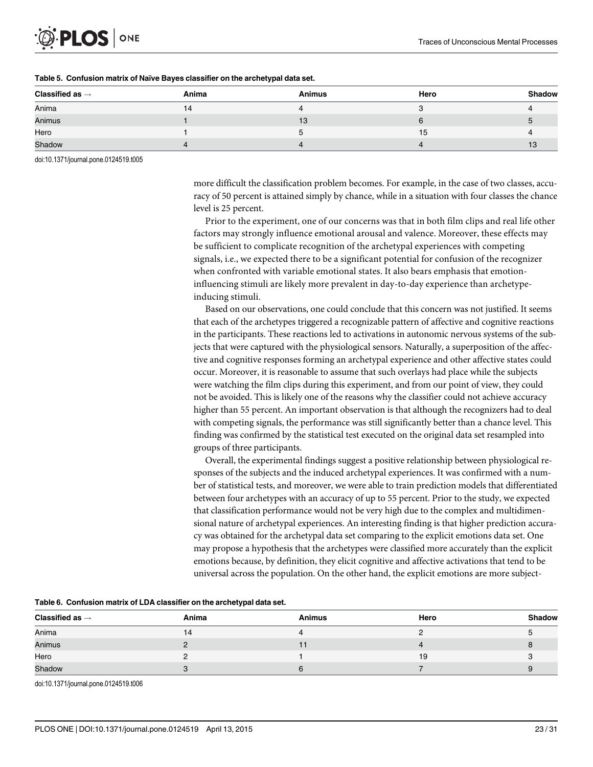**Table 5. Confusion matrix of Naïve Bayes classifier on the archetypal data set.**

| Classified as → | Anima | Animus | Hero | Shadow |
|---|---|---|---|---|
| Anima | 14 | 4 | 3 | 4 |
| Animus | 1 | 13 | 6 | 5 |
| Hero | 1 | 5 | 15 | 4 |
| Shadow | 4 | 4 | 4 | 13 |

doi:10.1371/journal.pone.0124519.t005

more difficult the classification problem becomes. For example, in the case of two classes, accuracy of 50 percent is attained simply by chance, while in a situation with four classes the chance level is 25 percent.

Prior to the experiment, one of our concerns was that in both film clips and real life other factors may strongly influence emotional arousal and valence. Moreover, these effects may be sufficient to complicate recognition of the archetypal experiences with competing signals, i.e., we expected there to be a significant potential for confusion of the recognizer when confronted with variable emotional states. It also bears emphasis that emotion-influencing stimuli are likely more prevalent in day-to-day experience than archetype-inducing stimuli.

Based on our observations, one could conclude that this concern was not justified. It seems that each of the archetypes triggered a recognizable pattern of affective and cognitive reactions in the participants. These reactions led to activations in autonomic nervous systems of the subjects that were captured with the physiological sensors. Naturally, a superposition of the affective and cognitive responses forming an archetypal experience and other affective states could occur. Moreover, it is reasonable to assume that such overlays had place while the subjects were watching the film clips during this experiment, and from our point of view, they could not be avoided. This is likely one of the reasons why the classifier could not achieve accuracy higher than 55 percent. An important observation is that although the recognizers had to deal with competing signals, the performance was still significantly better than a chance level. This finding was confirmed by the statistical test executed on the original data set resampled into groups of three participants.

Overall, the experimental findings suggest a positive relationship between physiological responses of the subjects and the induced archetypal experiences. It was confirmed with a number of statistical tests, and moreover, we were able to train prediction models that differentiated between four archetypes with an accuracy of up to 55 percent. Prior to the study, we expected that classification performance would not be very high due to the complex and multidimensional nature of archetypal experiences. An interesting finding is that higher prediction accuracy was obtained for the archetypal data set comparing to the explicit emotions data set. One may propose a hypothesis that the archetypes were classified more accurately than the explicit emotions because, by definition, they elicit cognitive and affective activations that tend to be universal across the population. On the other hand, the explicit emotions are more subject-

**Table 6. Confusion matrix of LDA classifier on the archetypal data set.**

| Classified as → | Anima | Animus | Hero | Shadow |
|---|---|---|---|---|
| Anima | 14 | 4 | 2 | 5 |
| Animus | 2 | 11 | 4 | 8 |
| Hero | 2 | 1 | 19 | 3 |
| Shadow | 3 | 6 | 7 | 9 |

doi:10.1371/journal.pone.0124519.t006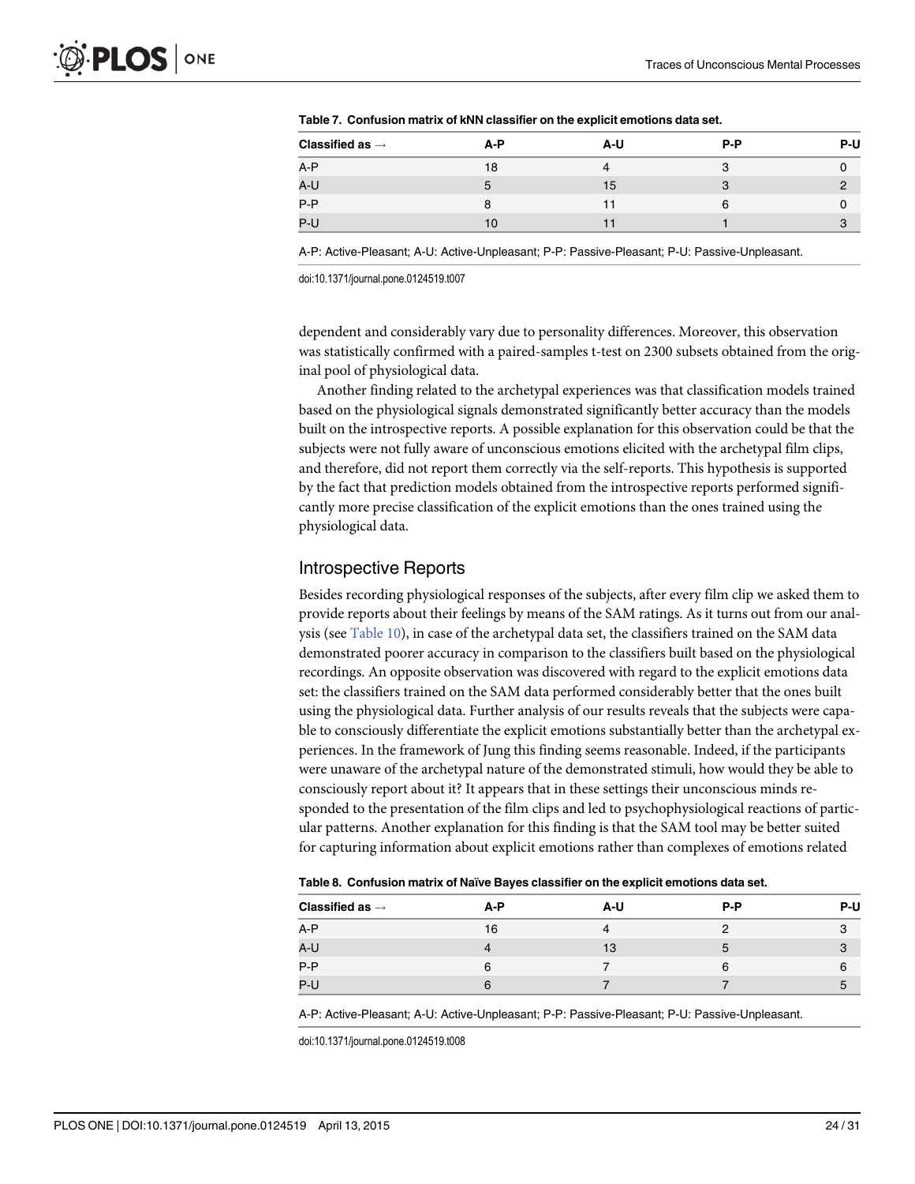**Table 7. Confusion matrix of kNN classifier on the explicit emotions data set.**

| Classified as → | A-P | A-U | P-P | P-U |
|---|---|---|---|---|
| A-P | 18 | 4 | 3 | 0 |
| A-U | 5 | 15 | 3 | 2 |
| P-P | 8 | 11 | 6 | 0 |
| P-U | 10 | 11 | 1 | 3 |

A-P: Active-Pleasant; A-U: Active-Unpleasant; P-P: Passive-Pleasant; P-U: Passive-Unpleasant.

doi:10.1371/journal.pone.0124519.t007

dependent and considerably vary due to personality differences. Moreover, this observation was statistically confirmed with a paired-samples t-test on 2300 subsets obtained from the original pool of physiological data.

Another finding related to the archetypal experiences was that classification models trained based on the physiological signals demonstrated significantly better accuracy than the models built on the introspective reports. A possible explanation for this observation could be that the subjects were not fully aware of unconscious emotions elicited with the archetypal film clips, and therefore, did not report them correctly via the self-reports. This hypothesis is supported by the fact that prediction models obtained from the introspective reports performed significantly more precise classification of the explicit emotions than the ones trained using the physiological data.

## Introspective Reports

Besides recording physiological responses of the subjects, after every film clip we asked them to provide reports about their feelings by means of the SAM ratings. As it turns out from our analysis (see Table 10), in case of the archetypal data set, the classifiers trained on the SAM data demonstrated poorer accuracy in comparison to the classifiers built based on the physiological recordings. An opposite observation was discovered with regard to the explicit emotions data set: the classifiers trained on the SAM data performed considerably better that the ones built using the physiological data. Further analysis of our results reveals that the subjects were capable to consciously differentiate the explicit emotions substantially better than the archetypal experiences. In the framework of Jung this finding seems reasonable. Indeed, if the participants were unaware of the archetypal nature of the demonstrated stimuli, how would they be able to consciously report about it? It appears that in these settings their unconscious minds responded to the presentation of the film clips and led to psychophysiological reactions of particular patterns. Another explanation for this finding is that the SAM tool may be better suited for capturing information about explicit emotions rather than complexes of emotions related

**Table 8. Confusion matrix of Naïve Bayes classifier on the explicit emotions data set.**

| Classified as → | A-P | A-U | P-P | P-U |
|---|---|---|---|---|
| A-P | 16 | 4 | 2 | 3 |
| A-U | 4 | 13 | 5 | 3 |
| P-P | 6 | 7 | 6 | 6 |
| P-U | 6 | 7 | 7 | 5 |

A-P: Active-Pleasant; A-U: Active-Unpleasant; P-P: Passive-Pleasant; P-U: Passive-Unpleasant.

doi:10.1371/journal.pone.0124519.t008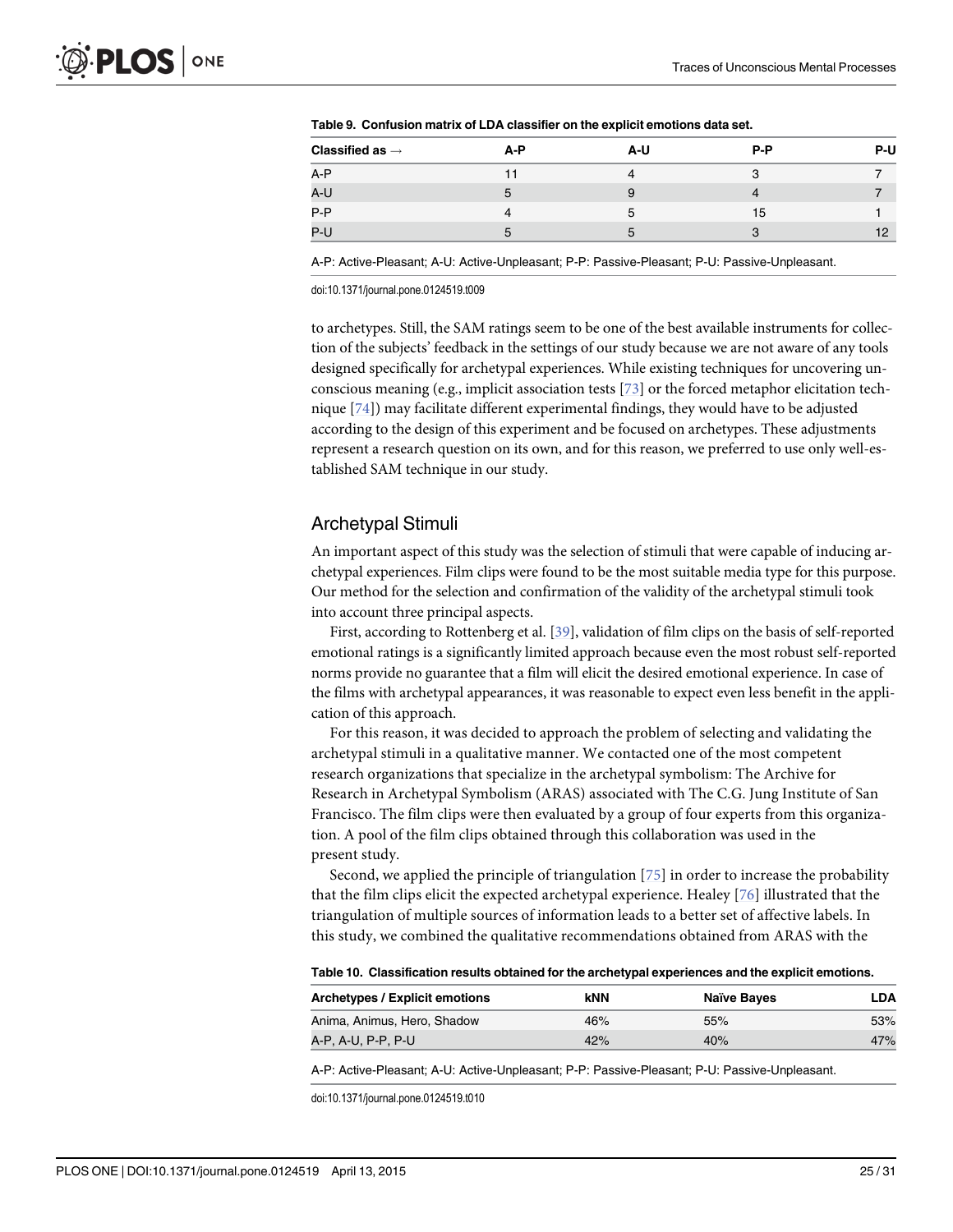**Table 9. Confusion matrix of LDA classifier on the explicit emotions data set.**

| Classified as → | A-P | A-U | P-P | P-U |
|---|---|---|---|---|
| A-P | 11 | 4 | 3 | 7 |
| A-U | 5 | 9 | 4 | 7 |
| P-P | 4 | 5 | 15 | 1 |
| P-U | 5 | 5 | 3 | 12 |

A-P: Active-Pleasant; A-U: Active-Unpleasant; P-P: Passive-Pleasant; P-U: Passive-Unpleasant.

doi:10.1371/journal.pone.0124519.t009

to archetypes. Still, the SAM ratings seem to be one of the best available instruments for collection of the subjects' feedback in the settings of our study because we are not aware of any tools designed specifically for archetypal experiences. While existing techniques for uncovering unconscious meaning (e.g., implicit association tests [73] or the forced metaphor elicitation technique [74]) may facilitate different experimental findings, they would have to be adjusted according to the design of this experiment and be focused on archetypes. These adjustments represent a research question on its own, and for this reason, we preferred to use only well-established SAM technique in our study.

## Archetypal Stimuli

An important aspect of this study was the selection of stimuli that were capable of inducing archetypal experiences. Film clips were found to be the most suitable media type for this purpose. Our method for the selection and confirmation of the validity of the archetypal stimuli took into account three principal aspects.

First, according to Rottenberg et al. [39], validation of film clips on the basis of self-reported emotional ratings is a significantly limited approach because even the most robust self-reported norms provide no guarantee that a film will elicit the desired emotional experience. In case of the films with archetypal appearances, it was reasonable to expect even less benefit in the application of this approach.

For this reason, it was decided to approach the problem of selecting and validating the archetypal stimuli in a qualitative manner. We contacted one of the most competent research organizations that specialize in the archetypal symbolism: The Archive for Research in Archetypal Symbolism (ARAS) associated with The C.G. Jung Institute of San Francisco. The film clips were then evaluated by a group of four experts from this organization. A pool of the film clips obtained through this collaboration was used in the present study.

Second, we applied the principle of triangulation [75] in order to increase the probability that the film clips elicit the expected archetypal experience. Healey [76] illustrated that the triangulation of multiple sources of information leads to a better set of affective labels. In this study, we combined the qualitative recommendations obtained from ARAS with the

**Table 10. Classification results obtained for the archetypal experiences and the explicit emotions.**

| Archetypes / Explicit emotions | kNN | Naïve Bayes | LDA |
|---|---|---|---|
| Anima, Animus, Hero, Shadow | 46% | 55% | 53% |
| A-P, A-U, P-P, P-U | 42% | 40% | 47% |

A-P: Active-Pleasant; A-U: Active-Unpleasant; P-P: Passive-Pleasant; P-U: Passive-Unpleasant.

doi:10.1371/journal.pone.0124519.t010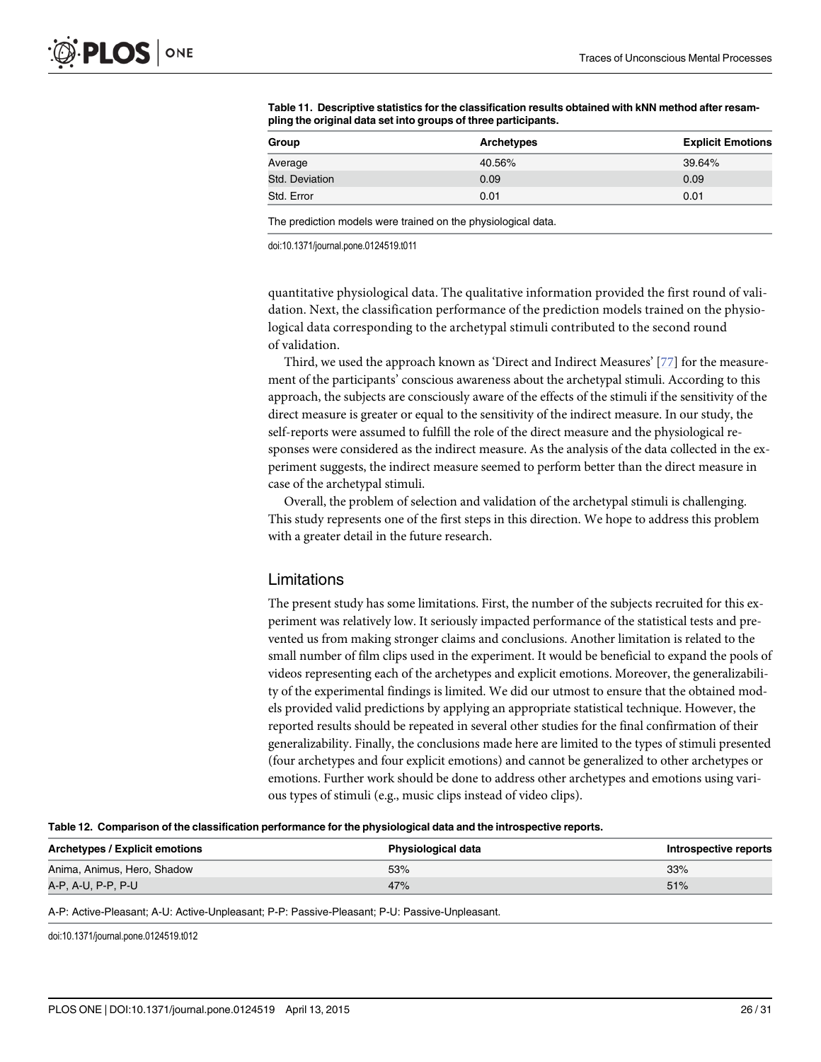**Table 11. Descriptive statistics for the classification results obtained with kNN method after resampling the original data set into groups of three participants.**

| Group | Archetypes | Explicit Emotions |
|---|---|---|
| Average | 40.56% | 39.64% |
| Std. Deviation | 0.09 | 0.09 |
| Std. Error | 0.01 | 0.01 |

The prediction models were trained on the physiological data.

doi:10.1371/journal.pone.0124519.t011

quantitative physiological data. The qualitative information provided the first round of validation. Next, the classification performance of the prediction models trained on the physiological data corresponding to the archetypal stimuli contributed to the second round of validation.

Third, we used the approach known as 'Direct and Indirect Measures' [77] for the measurement of the participants' conscious awareness about the archetypal stimuli. According to this approach, the subjects are consciously aware of the effects of the stimuli if the sensitivity of the direct measure is greater or equal to the sensitivity of the indirect measure. In our study, the self-reports were assumed to fulfill the role of the direct measure and the physiological responses were considered as the indirect measure. As the analysis of the data collected in the experiment suggests, the indirect measure seemed to perform better than the direct measure in case of the archetypal stimuli.

Overall, the problem of selection and validation of the archetypal stimuli is challenging. This study represents one of the first steps in this direction. We hope to address this problem with a greater detail in the future research.

## Limitations

The present study has some limitations. First, the number of the subjects recruited for this experiment was relatively low. It seriously impacted performance of the statistical tests and prevented us from making stronger claims and conclusions. Another limitation is related to the small number of film clips used in the experiment. It would be beneficial to expand the pools of videos representing each of the archetypes and explicit emotions. Moreover, the generalizability of the experimental findings is limited. We did our utmost to ensure that the obtained models provided valid predictions by applying an appropriate statistical technique. However, the reported results should be repeated in several other studies for the final confirmation of their generalizability. Finally, the conclusions made here are limited to the types of stimuli presented (four archetypes and four explicit emotions) and cannot be generalized to other archetypes or emotions. Further work should be done to address other archetypes and emotions using various types of stimuli (e.g., music clips instead of video clips).

**Table 12. Comparison of the classification performance for the physiological data and the introspective reports.**

| Archetypes / Explicit emotions | Physiological data | Introspective reports |
|---|---|---|
| Anima, Animus, Hero, Shadow | 53% | 33% |
| A-P, A-U, P-P, P-U | 47% | 51% |

A-P: Active-Pleasant; A-U: Active-Unpleasant; P-P: Passive-Pleasant; P-U: Passive-Unpleasant.

doi:10.1371/journal.pone.0124519.t012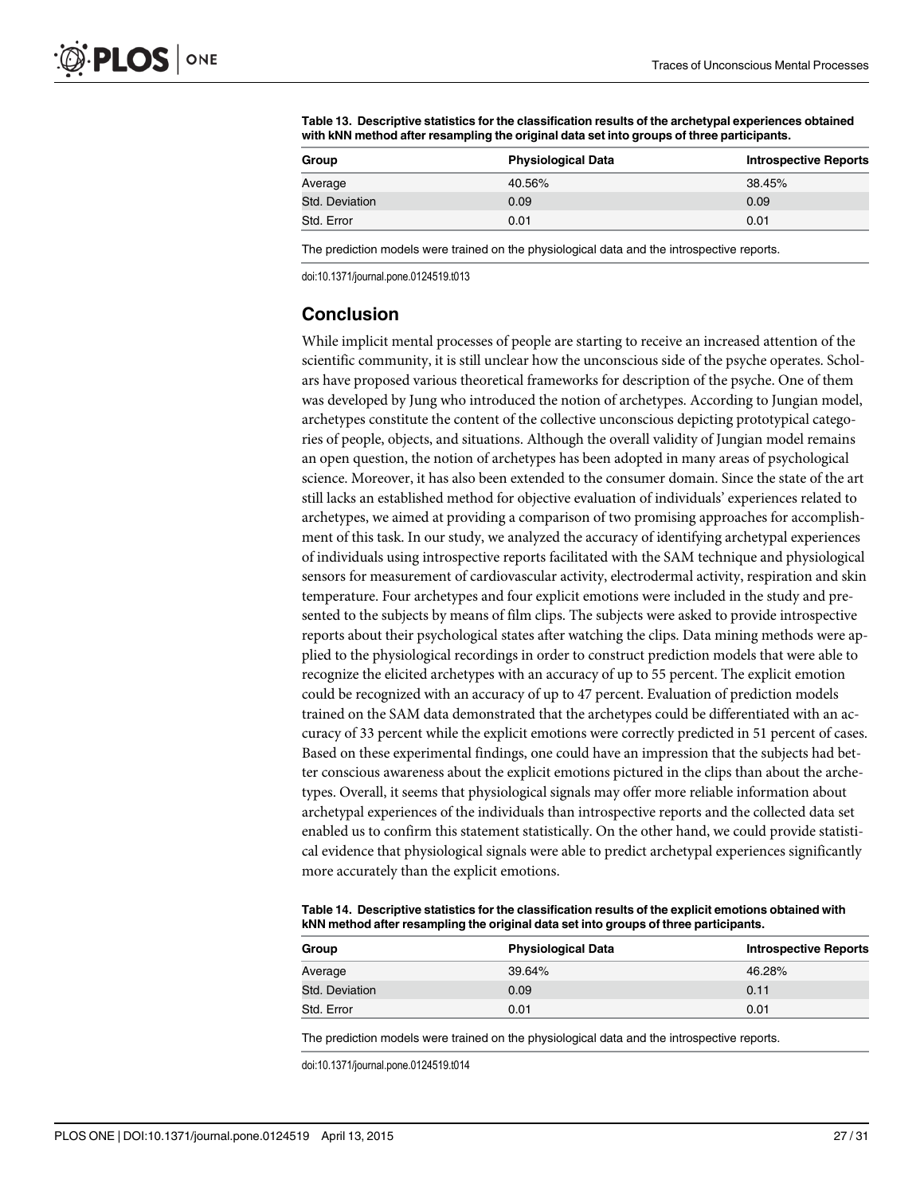**Table 13. Descriptive statistics for the classification results of the archetypal experiences obtained with kNN method after resampling the original data set into groups of three participants.**

| Group | Physiological Data | Introspective Reports |
|---|---|---|
| Average | 40.56% | 38.45% |
| Std. Deviation | 0.09 | 0.09 |
| Std. Error | 0.01 | 0.01 |

The prediction models were trained on the physiological data and the introspective reports.

doi:10.1371/journal.pone.0124519.t013

## Conclusion

While implicit mental processes of people are starting to receive an increased attention of the scientific community, it is still unclear how the unconscious side of the psyche operates. Scholars have proposed various theoretical frameworks for description of the psyche. One of them was developed by Jung who introduced the notion of archetypes. According to Jungian model, archetypes constitute the content of the collective unconscious depicting prototypical categories of people, objects, and situations. Although the overall validity of Jungian model remains an open question, the notion of archetypes has been adopted in many areas of psychological science. Moreover, it has also been extended to the consumer domain. Since the state of the art still lacks an established method for objective evaluation of individuals' experiences related to archetypes, we aimed at providing a comparison of two promising approaches for accomplishment of this task. In our study, we analyzed the accuracy of identifying archetypal experiences of individuals using introspective reports facilitated with the SAM technique and physiological sensors for measurement of cardiovascular activity, electrodermal activity, respiration and skin temperature. Four archetypes and four explicit emotions were included in the study and presented to the subjects by means of film clips. The subjects were asked to provide introspective reports about their psychological states after watching the clips. Data mining methods were applied to the physiological recordings in order to construct prediction models that were able to recognize the elicited archetypes with an accuracy of up to 55 percent. The explicit emotion could be recognized with an accuracy of up to 47 percent. Evaluation of prediction models trained on the SAM data demonstrated that the archetypes could be differentiated with an accuracy of 33 percent while the explicit emotions were correctly predicted in 51 percent of cases. Based on these experimental findings, one could have an impression that the subjects had better conscious awareness about the explicit emotions pictured in the clips than about the archetypes. Overall, it seems that physiological signals may offer more reliable information about archetypal experiences of the individuals than introspective reports and the collected data set enabled us to confirm this statement statistically. On the other hand, we could provide statistical evidence that physiological signals were able to predict archetypal experiences significantly more accurately than the explicit emotions.

**Table 14. Descriptive statistics for the classification results of the explicit emotions obtained with kNN method after resampling the original data set into groups of three participants.**

| Group | Physiological Data | Introspective Reports |
|---|---|---|
| Average | 39.64% | 46.28% |
| Std. Deviation | 0.09 | 0.11 |
| Std. Error | 0.01 | 0.01 |

The prediction models were trained on the physiological data and the introspective reports.

doi:10.1371/journal.pone.0124519.t014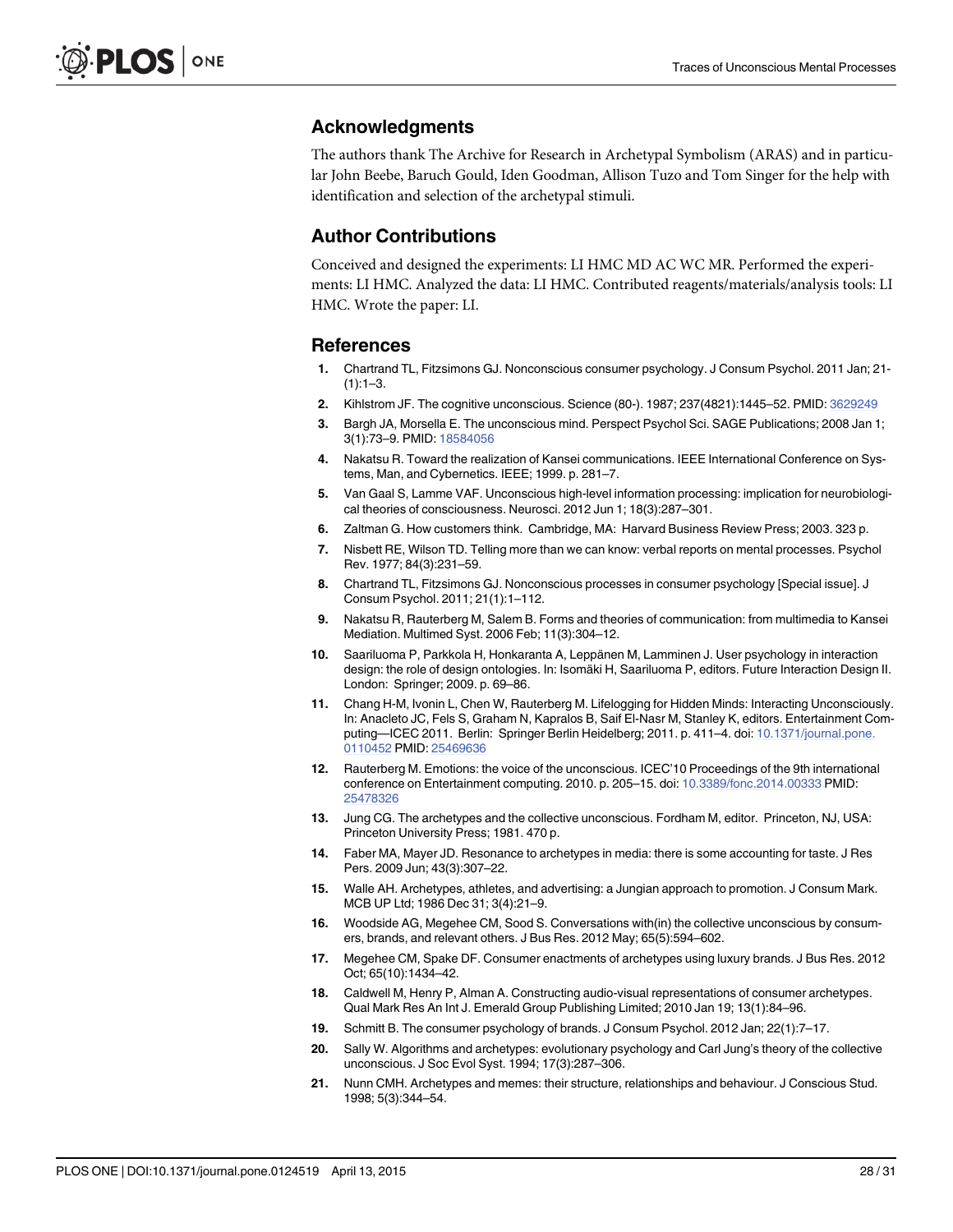## Acknowledgments

The authors thank The Archive for Research in Archetypal Symbolism (ARAS) and in particular John Beebe, Baruch Gould, Iden Goodman, Allison Tuzo and Tom Singer for the help with identification and selection of the archetypal stimuli.

## Author Contributions

Conceived and designed the experiments: LI HMC MD AC WC MR. Performed the experiments: LI HMC. Analyzed the data: LI HMC. Contributed reagents/materials/analysis tools: LI HMC. Wrote the paper: LI.

## References

1. Chartrand TL, Fitzsimons GJ. Nonconscious consumer psychology. J Consum Psychol. 2011 Jan; 21(1):1–3.
2. Kihlstrom JF. The cognitive unconscious. Science (80-). 1987; 237(4821):1445–52. PMID: 3629249
3. Bargh JA, Morsella E. The unconscious mind. Perspect Psychol Sci. SAGE Publications; 2008 Jan 1; 3(1):73–9. PMID: 18584056
4. Nakatsu R. Toward the realization of Kansei communications. IEEE International Conference on Systems, Man, and Cybernetics. IEEE; 1999. p. 281–7.
5. Van Gaal S, Lamme VAF. Unconscious high-level information processing: implication for neurobiological theories of consciousness. Neurosci. 2012 Jun 1; 18(3):287–301.
6. Zaltman G. How customers think. Cambridge, MA: Harvard Business Review Press; 2003. 323 p.
7. Nisbett RE, Wilson TD. Telling more than we can know: verbal reports on mental processes. Psychol Rev. 1977; 84(3):231–59.
8. Chartrand TL, Fitzsimons GJ. Nonconscious processes in consumer psychology [Special issue]. J Consum Psychol. 2011; 21(1):1–112.
9. Nakatsu R, Rauterberg M, Salem B. Forms and theories of communication: from multimedia to Kansei Mediation. Multimed Syst. 2006 Feb; 11(3):304–12.
10. Saariluoma P, Parkkola H, Honkaranta A, Leppänen M, Lamminen J. User psychology in interaction design: the role of design ontologies. In: Isomäki H, Saariluoma P, editors. Future Interaction Design II. London: Springer; 2009. p. 69–86.
11. Chang H-M, Ivonin L, Chen W, Rauterberg M. Lifelogging for Hidden Minds: Interacting Unconsciously. In: Anacleto JC, Fels S, Graham N, Kapralos B, Saif El-Nasr M, Stanley K, editors. Entertainment Computing—ICEC 2011. Berlin: Springer Berlin Heidelberg; 2011. p. 411–4. doi: 10.1371/journal.pone.0110452 PMID: 25469636
12. Rauterberg M. Emotions: the voice of the unconscious. ICEC'10 Proceedings of the 9th international conference on Entertainment computing. 2010. p. 205–15. doi: 10.3389/fonc.2014.00333 PMID: 25478326
13. Jung CG. The archetypes and the collective unconscious. Fordham M, editor. Princeton, NJ, USA: Princeton University Press; 1981. 470 p.
14. Faber MA, Mayer JD. Resonance to archetypes in media: there is some accounting for taste. J Res Pers. 2009 Jun; 43(3):307–22.
15. Walle AH. Archetypes, athletes, and advertising: a Jungian approach to promotion. J Consum Mark. MCB UP Ltd; 1986 Dec 31; 3(4):21–9.
16. Woodside AG, Megehee CM, Sood S. Conversations with(in) the collective unconscious by consumers, brands, and relevant others. J Bus Res. 2012 May; 65(5):594–602.
17. Megehee CM, Spake DF. Consumer enactments of archetypes using luxury brands. J Bus Res. 2012 Oct; 65(10):1434–42.
18. Caldwell M, Henry P, Alman A. Constructing audio-visual representations of consumer archetypes. Qual Mark Res An Int J. Emerald Group Publishing Limited; 2010 Jan 19; 13(1):84–96.
19. Schmitt B. The consumer psychology of brands. J Consum Psychol. 2012 Jan; 22(1):7–17.
20. Sally W. Algorithms and archetypes: evolutionary psychology and Carl Jung's theory of the collective unconscious. J Soc Evol Syst. 1994; 17(3):287–306.
21. Nunn CMH. Archetypes and memes: their structure, relationships and behaviour. J Conscious Stud. 1998; 5(3):344–54.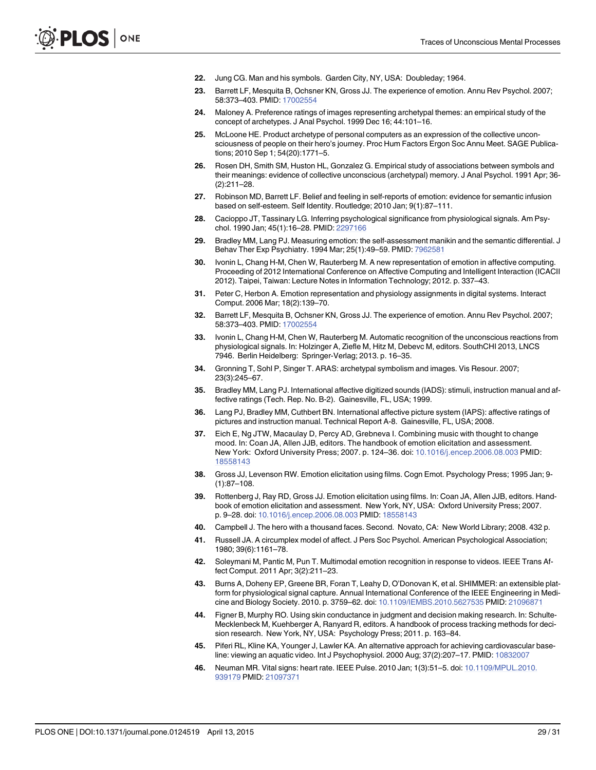22. Jung CG. Man and his symbols. Garden City, NY, USA: Doubleday; 1964.
23. Barrett LF, Mesquita B, Ochsner KN, Gross JJ. The experience of emotion. Annu Rev Psychol. 2007; 58:373–403. PMID: 17002554
24. Maloney A. Preference ratings of images representing archetypal themes: an empirical study of the concept of archetypes. J Anal Psychol. 1999 Dec 16; 44:101–16.
25. McLoone HE. Product archetype of personal computers as an expression of the collective unconsciousness of people on their hero's journey. Proc Hum Factors Ergon Soc Annu Meet. SAGE Publications; 2010 Sep 1; 54(20):1771–5.
26. Rosen DH, Smith SM, Huston HL, Gonzalez G. Empirical study of associations between symbols and their meanings: evidence of collective unconscious (archetypal) memory. J Anal Psychol. 1991 Apr; 36-(2):211–28.
27. Robinson MD, Barrett LF. Belief and feeling in self-reports of emotion: evidence for semantic infusion based on self-esteem. Self Identity. Routledge; 2010 Jan; 9(1):87–111.
28. Cacioppo JT, Tassinary LG. Inferring psychological significance from physiological signals. Am Psychol. 1990 Jan; 45(1):16–28. PMID: 2297166
29. Bradley MM, Lang PJ. Measuring emotion: the self-assessment manikin and the semantic differential. J Behav Ther Exp Psychiatry. 1994 Mar; 25(1):49–59. PMID: 7962581
30. Ivonin L, Chang H-M, Chen W, Rauterberg M. A new representation of emotion in affective computing. Proceeding of 2012 International Conference on Affective Computing and Intelligent Interaction (ICACII 2012). Taipei, Taiwan: Lecture Notes in Information Technology; 2012. p. 337–43.
31. Peter C, Herbon A. Emotion representation and physiology assignments in digital systems. Interact Comput. 2006 Mar; 18(2):139–70.
32. Barrett LF, Mesquita B, Ochsner KN, Gross JJ. The experience of emotion. Annu Rev Psychol. 2007; 58:373–403. PMID: 17002554
33. Ivonin L, Chang H-M, Chen W, Rauterberg M. Automatic recognition of the unconscious reactions from physiological signals. In: Holzinger A, Ziefle M, Hitz M, Debevc M, editors. SouthCHI 2013, LNCS 7946. Berlin Heidelberg: Springer-Verlag; 2013. p. 16–35.
34. Gronning T, Sohl P, Singer T. ARAS: archetypal symbolism and images. Vis Resour. 2007; 23(3):245–67.
35. Bradley MM, Lang PJ. International affective digitized sounds (IADS): stimuli, instruction manual and affective ratings (Tech. Rep. No. B-2). Gainesville, FL, USA; 1999.
36. Lang PJ, Bradley MM, Cuthbert BN. International affective picture system (IAPS): affective ratings of pictures and instruction manual. Technical Report A-8. Gainesville, FL, USA; 2008.
37. Eich E, Ng JTW, Macaulay D, Percy AD, Grebneva I. Combining music with thought to change mood. In: Coan JA, Allen JJB, editors. The handbook of emotion elicitation and assessment. New York: Oxford University Press; 2007. p. 124–36. doi: 10.1016/j.encep.2006.08.003 PMID: 18558143
38. Gross JJ, Levenson RW. Emotion elicitation using films. Cogn Emot. Psychology Press; 1995 Jan; 9-(1):87–108.
39. Rottenberg J, Ray RD, Gross JJ. Emotion elicitation using films. In: Coan JA, Allen JJB, editors. Handbook of emotion elicitation and assessment. New York, NY, USA: Oxford University Press; 2007. p. 9–28. doi: 10.1016/j.encep.2006.08.003 PMID: 18558143
40. Campbell J. The hero with a thousand faces. Second. Novato, CA: New World Library; 2008. 432 p.
41. Russell JA. A circumplex model of affect. J Pers Soc Psychol. American Psychological Association; 1980; 39(6):1161–78.
42. Soleymani M, Pantic M, Pun T. Multimodal emotion recognition in response to videos. IEEE Trans Affect Comput. 2011 Apr; 3(2):211–23.
43. Burns A, Doheny EP, Greene BR, Foran T, Leahy D, O'Donovan K, et al. SHIMMER: an extensible platform for physiological signal capture. Annual International Conference of the IEEE Engineering in Medicine and Biology Society. 2010. p. 3759–62. doi: 10.1109/IEMBS.2010.5627535 PMID: 21096871
44. Figner B, Murphy RO. Using skin conductance in judgment and decision making research. In: Schulte-Mecklenbeck M, Kuehberger A, Ranyard R, editors. A handbook of process tracking methods for decision research. New York, NY, USA: Psychology Press; 2011. p. 163–84.
45. Piferi RL, Kline KA, Younger J, Lawler KA. An alternative approach for achieving cardiovascular baseline: viewing an aquatic video. Int J Psychophysiol. 2000 Aug; 37(2):207–17. PMID: 10832007
46. Neuman MR. Vital signs: heart rate. IEEE Pulse. 2010 Jan; 1(3):51–5. doi: 10.1109/MPUL.2010.939179 PMID: 21097371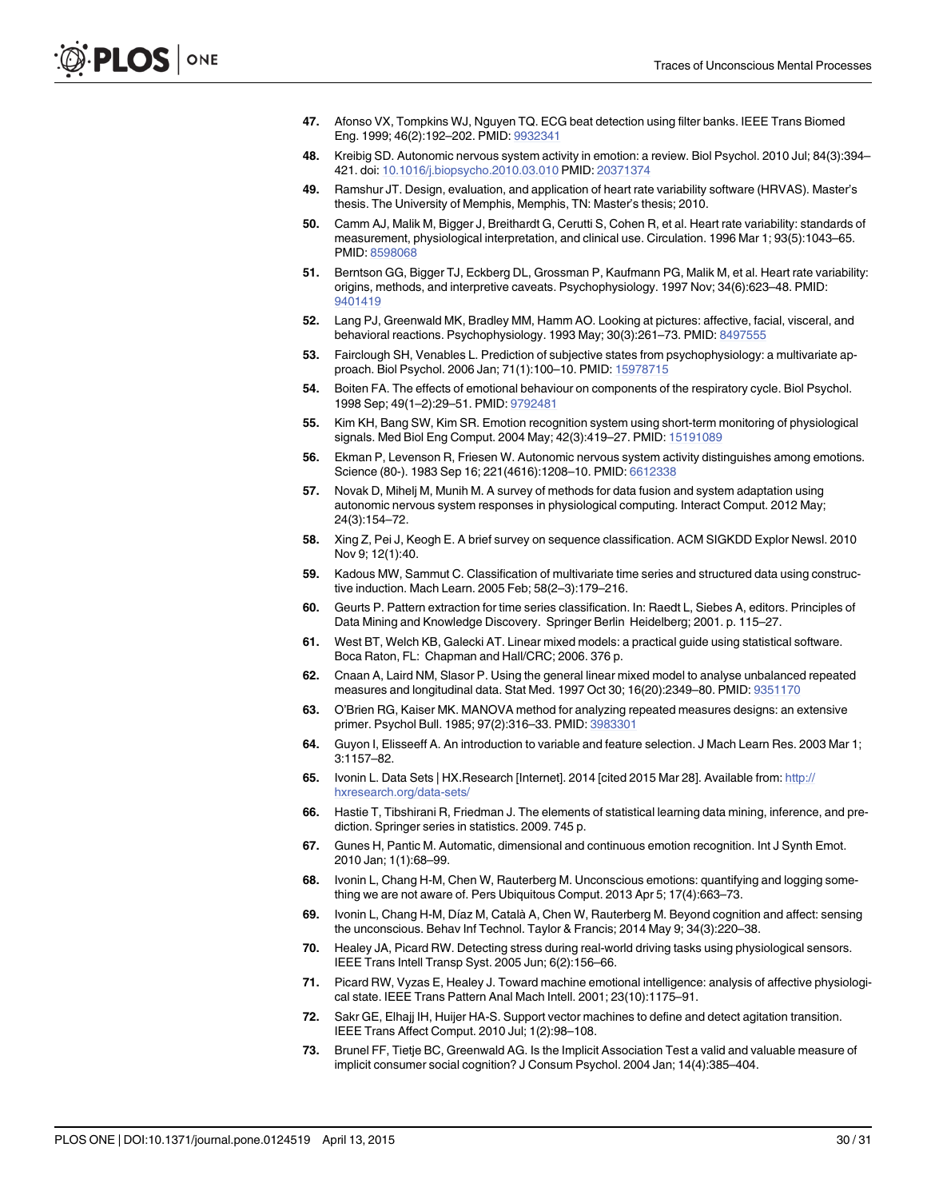47. Afonso VX, Tompkins WJ, Nguyen TQ. ECG beat detection using filter banks. IEEE Trans Biomed Eng. 1999; 46(2):192–202. PMID: 9932341
48. Kreibig SD. Autonomic nervous system activity in emotion: a review. Biol Psychol. 2010 Jul; 84(3):394–421. doi: 10.1016/j.biopsycho.2010.03.010 PMID: 20371374
49. Ramshur JT. Design, evaluation, and application of heart rate variability software (HRVAS). Master's thesis. The University of Memphis, Memphis, TN: Master's thesis; 2010.
50. Camm AJ, Malik M, Bigger J, Breithardt G, Cerutti S, Cohen R, et al. Heart rate variability: standards of measurement, physiological interpretation, and clinical use. Circulation. 1996 Mar 1; 93(5):1043–65. PMID: 8598068
51. Berntson GG, Bigger TJ, Eckberg DL, Grossman P, Kaufmann PG, Malik M, et al. Heart rate variability: origins, methods, and interpretive caveats. Psychophysiology. 1997 Nov; 34(6):623–48. PMID: 9401419
52. Lang PJ, Greenwald MK, Bradley MM, Hamm AO. Looking at pictures: affective, facial, visceral, and behavioral reactions. Psychophysiology. 1993 May; 30(3):261–73. PMID: 8497555
53. Fairclough SH, Venables L. Prediction of subjective states from psychophysiology: a multivariate approach. Biol Psychol. 2006 Jan; 71(1):100–10. PMID: 15978715
54. Boiten FA. The effects of emotional behaviour on components of the respiratory cycle. Biol Psychol. 1998 Sep; 49(1–2):29–51. PMID: 9792481
55. Kim KH, Bang SW, Kim SR. Emotion recognition system using short-term monitoring of physiological signals. Med Biol Eng Comput. 2004 May; 42(3):419–27. PMID: 15191089
56. Ekman P, Levenson R, Friesen W. Autonomic nervous system activity distinguishes among emotions. Science (80-). 1983 Sep 16; 221(4616):1208–10. PMID: 6612338
57. Novak D, Mihelj M, Munih M. A survey of methods for data fusion and system adaptation using autonomic nervous system responses in physiological computing. Interact Comput. 2012 May; 24(3):154–72.
58. Xing Z, Pei J, Keogh E. A brief survey on sequence classification. ACM SIGKDD Explor Newsl. 2010 Nov 9; 12(1):40.
59. Kadous MW, Sammut C. Classification of multivariate time series and structured data using constructive induction. Mach Learn. 2005 Feb; 58(2–3):179–216.
60. Geurts P. Pattern extraction for time series classification. In: Raedt L, Siebes A, editors. Principles of Data Mining and Knowledge Discovery. Springer Berlin Heidelberg; 2001. p. 115–27.
61. West BT, Welch KB, Galecki AT. Linear mixed models: a practical guide using statistical software. Boca Raton, FL: Chapman and Hall/CRC; 2006. 376 p.
62. Cnaan A, Laird NM, Slasor P. Using the general linear mixed model to analyse unbalanced repeated measures and longitudinal data. Stat Med. 1997 Oct 30; 16(20):2349–80. PMID: 9351170
63. O'Brien RG, Kaiser MK. MANOVA method for analyzing repeated measures designs: an extensive primer. Psychol Bull. 1985; 97(2):316–33. PMID: 3983301
64. Guyon I, Elisseeff A. An introduction to variable and feature selection. J Mach Learn Res. 2003 Mar 1; 3:1157–82.
65. Ivonin L. Data Sets | HX.Research [Internet]. 2014 [cited 2015 Mar 28]. Available from: http://hxresearch.org/data-sets/
66. Hastie T, Tibshirani R, Friedman J. The elements of statistical learning data mining, inference, and prediction. Springer series in statistics. 2009. 745 p.
67. Gunes H, Pantic M. Automatic, dimensional and continuous emotion recognition. Int J Synth Emot. 2010 Jan; 1(1):68–99.
68. Ivonin L, Chang H-M, Chen W, Rauterberg M. Unconscious emotions: quantifying and logging something we are not aware of. Pers Ubiquitous Comput. 2013 Apr 5; 17(4):663–73.
69. Ivonin L, Chang H-M, Díaz M, Català A, Chen W, Rauterberg M. Beyond cognition and affect: sensing the unconscious. Behav Inf Technol. Taylor & Francis; 2014 May 9; 34(3):220–38.
70. Healey JA, Picard RW. Detecting stress during real-world driving tasks using physiological sensors. IEEE Trans Intell Transp Syst. 2005 Jun; 6(2):156–66.
71. Picard RW, Vyzas E, Healey J. Toward machine emotional intelligence: analysis of affective physiological state. IEEE Trans Pattern Anal Mach Intell. 2001; 23(10):1175–91.
72. Sakr GE, Elhajj IH, Huijer HA-S. Support vector machines to define and detect agitation transition. IEEE Trans Affect Comput. 2010 Jul; 1(2):98–108.
73. Brunel FF, Tietje BC, Greenwald AG. Is the Implicit Association Test a valid and valuable measure of implicit consumer social cognition? J Consum Psychol. 2004 Jan; 14(4):385–404.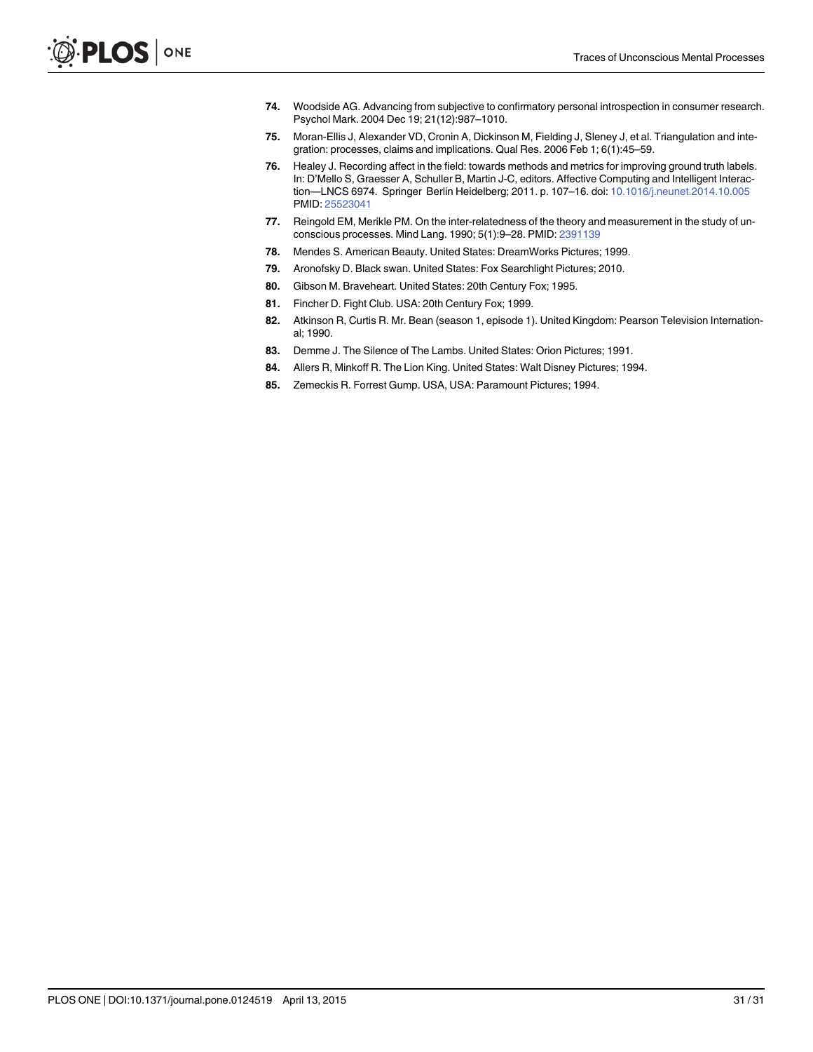74. Woodside AG. Advancing from subjective to confirmatory personal introspection in consumer research. Psychol Mark. 2004 Dec 19; 21(12):987–1010.
75. Moran-Ellis J, Alexander VD, Cronin A, Dickinson M, Fielding J, Sleney J, et al. Triangulation and integration: processes, claims and implications. Qual Res. 2006 Feb 1; 6(1):45–59.
76. Healey J. Recording affect in the field: towards methods and metrics for improving ground truth labels. In: D'Mello S, Graesser A, Schuller B, Martin J-C, editors. Affective Computing and Intelligent Interaction—LNCS 6974. Springer Berlin Heidelberg; 2011. p. 107–16. doi: 10.1016/j.neunet.2014.10.005 PMID: 25523041
77. Reingold EM, Merikle PM. On the inter-relatedness of the theory and measurement in the study of unconscious processes. Mind Lang. 1990; 5(1):9–28. PMID: 2391139
78. Mendes S. American Beauty. United States: DreamWorks Pictures; 1999.
79. Aronofsky D. Black swan. United States: Fox Searchlight Pictures; 2010.
80. Gibson M. Braveheart. United States: 20th Century Fox; 1995.
81. Fincher D. Fight Club. USA: 20th Century Fox; 1999.
82. Atkinson R, Curtis R. Mr. Bean (season 1, episode 1). United Kingdom: Pearson Television International; 1990.
83. Demme J. The Silence of The Lambs. United States: Orion Pictures; 1991.
84. Allers R, Minkoff R. The Lion King. United States: Walt Disney Pictures; 1994.
85. Zemeckis R. Forrest Gump. USA, USA: Paramount Pictures; 1994.